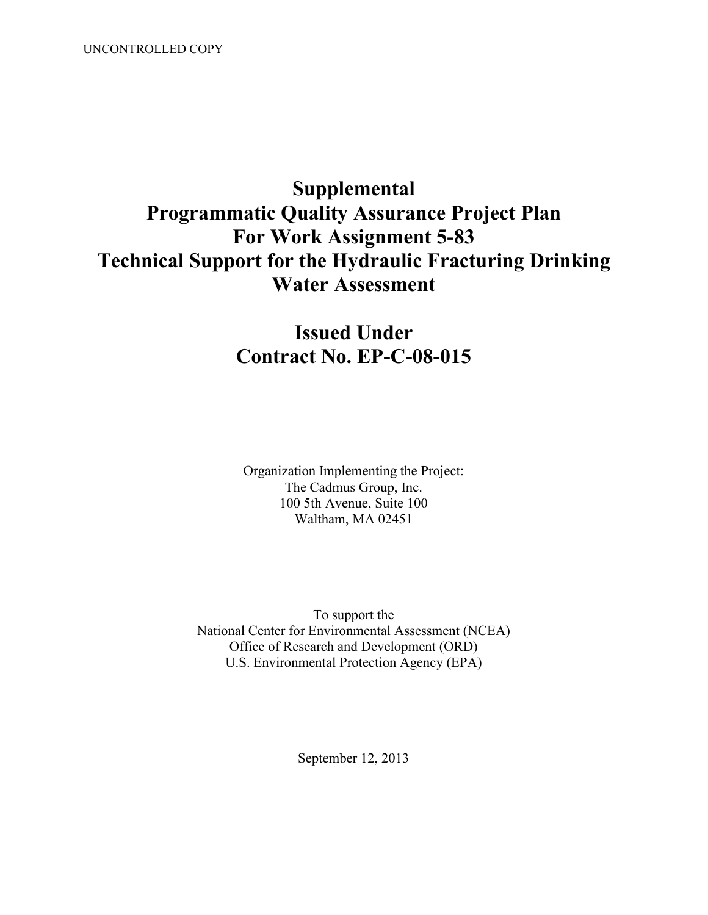UNCONTROLLED COPY

# Supplemental Programmatic Quality Assurance Project Plan For Work Assignment 5-83 Technical Support for the Hydraulic Fracturing Drinking Water Assessment

## Issued Under Contract No. EP-C-08-015

Organization Implementing the Project:
The Cadmus Group, Inc.
100 5th Avenue, Suite 100
Waltham, MA 02451

To support the
National Center for Environmental Assessment (NCEA)
Office of Research and Development (ORD)
U.S. Environmental Protection Agency (EPA)

September 12, 2013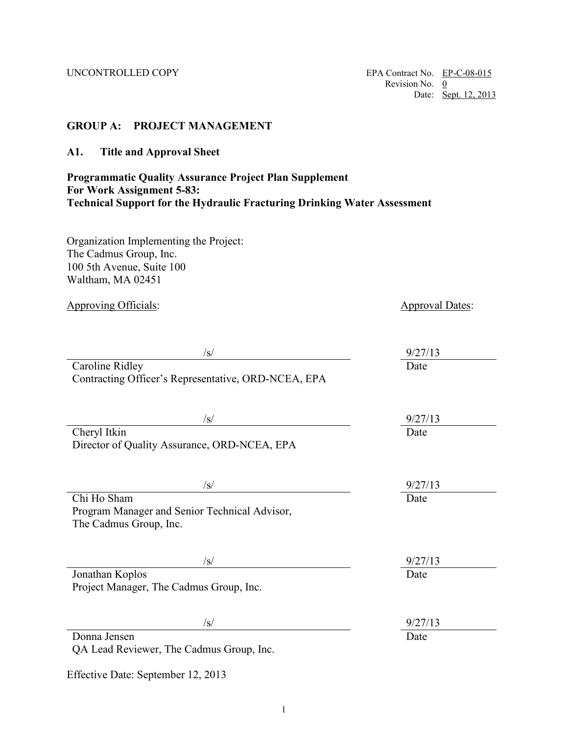UNCONTROLLED COPY

EPA Contract No. EP-C-08-015
Revision No. 0
Date: Sept. 12, 2013

## GROUP A: PROJECT MANAGEMENT

### A1. Title and Approval Sheet

**Programmatic Quality Assurance Project Plan Supplement**
**For Work Assignment 5-83:**
**Technical Support for the Hydraulic Fracturing Drinking Water Assessment**

Organization Implementing the Project:
The Cadmus Group, Inc.
100 5th Avenue, Suite 100
Waltham, MA 02451

| Approving Officials: | Approval Dates: |
| --- | --- |
| /s/<br>Caroline Ridley<br>Contracting Officer's Representative, ORD-NCEA, EPA | 9/27/13<br>Date |
| /s/<br>Cheryl Itkin<br>Director of Quality Assurance, ORD-NCEA, EPA | 9/27/13<br>Date |
| /s/<br>Chi Ho Sham<br>Program Manager and Senior Technical Advisor,<br>The Cadmus Group, Inc. | 9/27/13<br>Date |
| /s/<br>Jonathan Koplos<br>Project Manager, The Cadmus Group, Inc. | 9/27/13<br>Date |
| /s/<br>Donna Jensen<br>QA Lead Reviewer, The Cadmus Group, Inc. | 9/27/13<br>Date |

Effective Date: September 12, 2013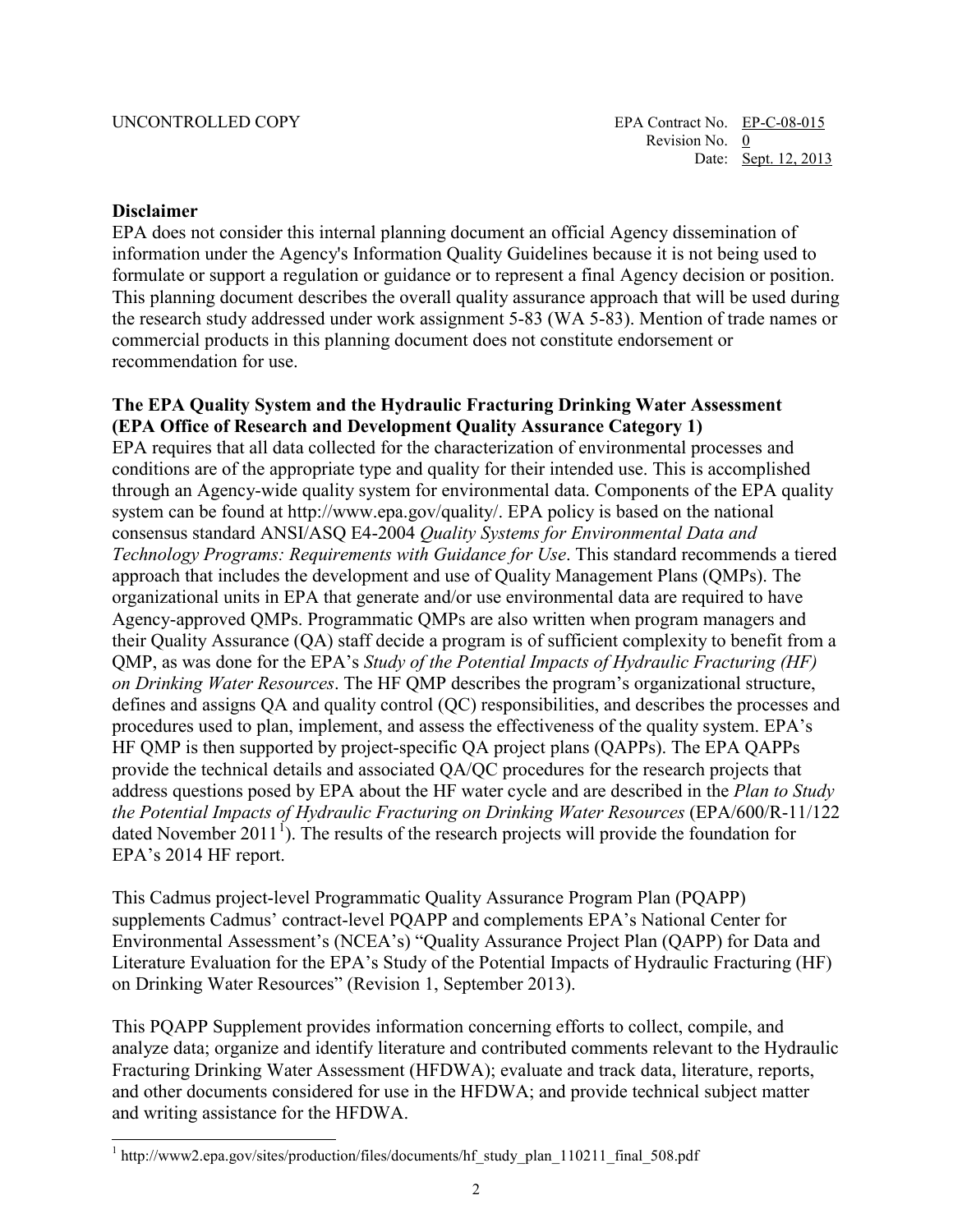UNCONTROLLED COPY

EPA Contract No. EP-C-08-015
Revision No. 0
Date: Sept. 12, 2013

**Disclaimer**
EPA does not consider this internal planning document an official Agency dissemination of information under the Agency's Information Quality Guidelines because it is not being used to formulate or support a regulation or guidance or to represent a final Agency decision or position. This planning document describes the overall quality assurance approach that will be used during the research study addressed under work assignment 5-83 (WA 5-83). Mention of trade names or commercial products in this planning document does not constitute endorsement or recommendation for use.

**The EPA Quality System and the Hydraulic Fracturing Drinking Water Assessment (EPA Office of Research and Development Quality Assurance Category 1)**
EPA requires that all data collected for the characterization of environmental processes and conditions are of the appropriate type and quality for their intended use. This is accomplished through an Agency-wide quality system for environmental data. Components of the EPA quality system can be found at http://www.epa.gov/quality/. EPA policy is based on the national consensus standard ANSI/ASQ E4-2004 *Quality Systems for Environmental Data and Technology Programs: Requirements with Guidance for Use*. This standard recommends a tiered approach that includes the development and use of Quality Management Plans (QMPs). The organizational units in EPA that generate and/or use environmental data are required to have Agency-approved QMPs. Programmatic QMPs are also written when program managers and their Quality Assurance (QA) staff decide a program is of sufficient complexity to benefit from a QMP, as was done for the EPA's *Study of the Potential Impacts of Hydraulic Fracturing (HF) on Drinking Water Resources*. The HF QMP describes the program's organizational structure, defines and assigns QA and quality control (QC) responsibilities, and describes the processes and procedures used to plan, implement, and assess the effectiveness of the quality system. EPA's HF QMP is then supported by project-specific QA project plans (QAPPs). The EPA QAPPs provide the technical details and associated QA/QC procedures for the research projects that address questions posed by EPA about the HF water cycle and are described in the *Plan to Study the Potential Impacts of Hydraulic Fracturing on Drinking Water Resources* (EPA/600/R-11/122 dated November 2011[1]). The results of the research projects will provide the foundation for EPA's 2014 HF report.

This Cadmus project-level Programmatic Quality Assurance Program Plan (PQAPP) supplements Cadmus' contract-level PQAPP and complements EPA's National Center for Environmental Assessment's (NCEA's) "Quality Assurance Project Plan (QAPP) for Data and Literature Evaluation for the EPA's Study of the Potential Impacts of Hydraulic Fracturing (HF) on Drinking Water Resources" (Revision 1, September 2013).

This PQAPP Supplement provides information concerning efforts to collect, compile, and analyze data; organize and identify literature and contributed comments relevant to the Hydraulic Fracturing Drinking Water Assessment (HFDWA); evaluate and track data, literature, reports, and other documents considered for use in the HFDWA; and provide technical subject matter and writing assistance for the HFDWA.

[1] http://www2.epa.gov/sites/production/files/documents/hf_study_plan_110211_final_508.pdf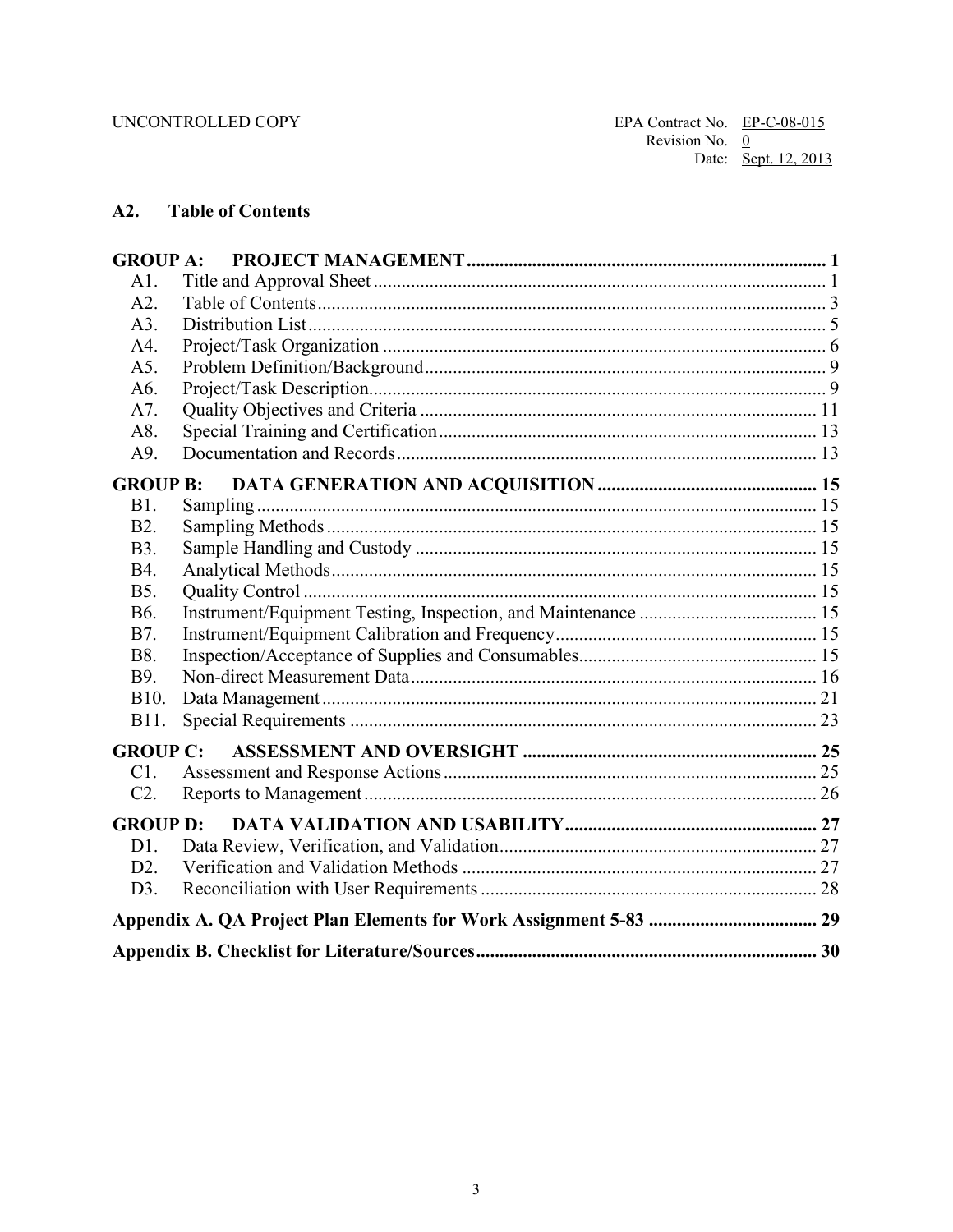## A2. Table of Contents

**GROUP A: PROJECT MANAGEMENT** ............ 1

- A1. Title and Approval Sheet ............ 1
- A2. Table of Contents ............ 3
- A3. Distribution List ............ 5
- A4. Project/Task Organization ............ 6
- A5. Problem Definition/Background ............ 9
- A6. Project/Task Description ............ 9
- A7. Quality Objectives and Criteria ............ 11
- A8. Special Training and Certification ............ 13
- A9. Documentation and Records ............ 13

**GROUP B: DATA GENERATION AND ACQUISITION** ............ 15

- B1. Sampling ............ 15
- B2. Sampling Methods ............ 15
- B3. Sample Handling and Custody ............ 15
- B4. Analytical Methods ............ 15
- B5. Quality Control ............ 15
- B6. Instrument/Equipment Testing, Inspection, and Maintenance ............ 15
- B7. Instrument/Equipment Calibration and Frequency ............ 15
- B8. Inspection/Acceptance of Supplies and Consumables ............ 15
- B9. Non-direct Measurement Data ............ 16
- B10. Data Management ............ 21
- B11. Special Requirements ............ 23

**GROUP C: ASSESSMENT AND OVERSIGHT** ............ 25

- C1. Assessment and Response Actions ............ 25
- C2. Reports to Management ............ 26

**GROUP D: DATA VALIDATION AND USABILITY** ............ 27

- D1. Data Review, Verification, and Validation ............ 27
- D2. Verification and Validation Methods ............ 27
- D3. Reconciliation with User Requirements ............ 28

**Appendix A. QA Project Plan Elements for Work Assignment 5-83** ............ 29

**Appendix B. Checklist for Literature/Sources** ............ 30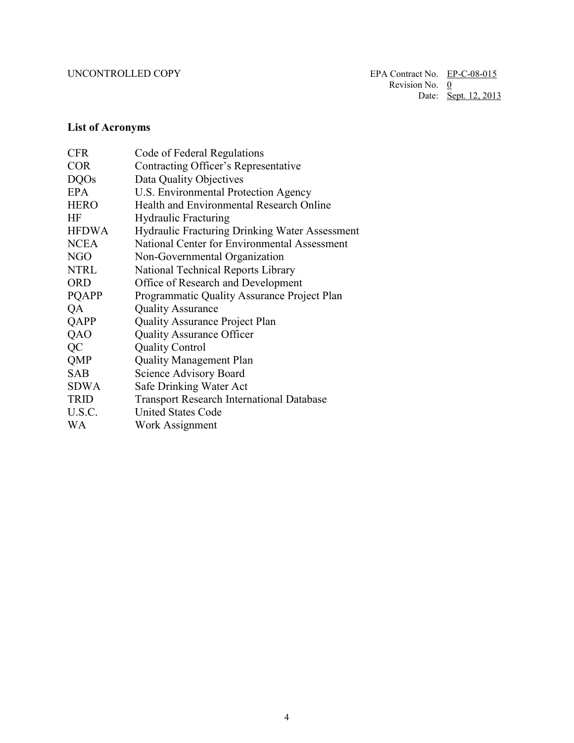## List of Acronyms

| | |
|---|---|
| CFR | Code of Federal Regulations |
| COR | Contracting Officer's Representative |
| DQOs | Data Quality Objectives |
| EPA | U.S. Environmental Protection Agency |
| HERO | Health and Environmental Research Online |
| HF | Hydraulic Fracturing |
| HFDWA | Hydraulic Fracturing Drinking Water Assessment |
| NCEA | National Center for Environmental Assessment |
| NGO | Non-Governmental Organization |
| NTRL | National Technical Reports Library |
| ORD | Office of Research and Development |
| PQAPP | Programmatic Quality Assurance Project Plan |
| QA | Quality Assurance |
| QAPP | Quality Assurance Project Plan |
| QAO | Quality Assurance Officer |
| QC | Quality Control |
| QMP | Quality Management Plan |
| SAB | Science Advisory Board |
| SDWA | Safe Drinking Water Act |
| TRID | Transport Research International Database |
| U.S.C. | United States Code |
| WA | Work Assignment |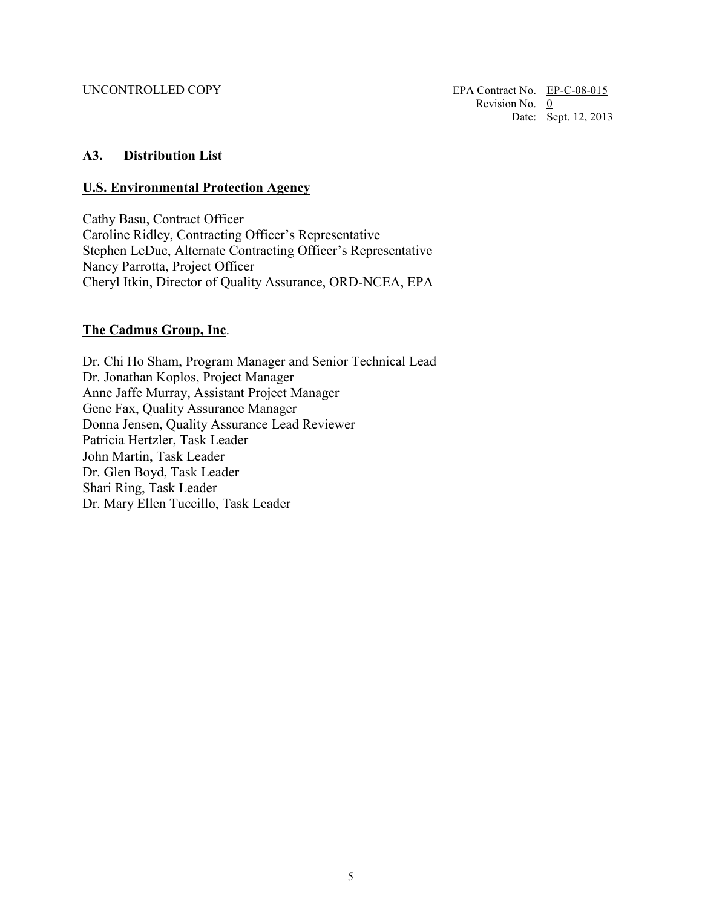## A3. Distribution List

**U.S. Environmental Protection Agency**

Cathy Basu, Contract Officer
Caroline Ridley, Contracting Officer's Representative
Stephen LeDuc, Alternate Contracting Officer's Representative
Nancy Parrotta, Project Officer
Cheryl Itkin, Director of Quality Assurance, ORD-NCEA, EPA

**The Cadmus Group, Inc**.

Dr. Chi Ho Sham, Program Manager and Senior Technical Lead
Dr. Jonathan Koplos, Project Manager
Anne Jaffe Murray, Assistant Project Manager
Gene Fax, Quality Assurance Manager
Donna Jensen, Quality Assurance Lead Reviewer
Patricia Hertzler, Task Leader
John Martin, Task Leader
Dr. Glen Boyd, Task Leader
Shari Ring, Task Leader
Dr. Mary Ellen Tuccillo, Task Leader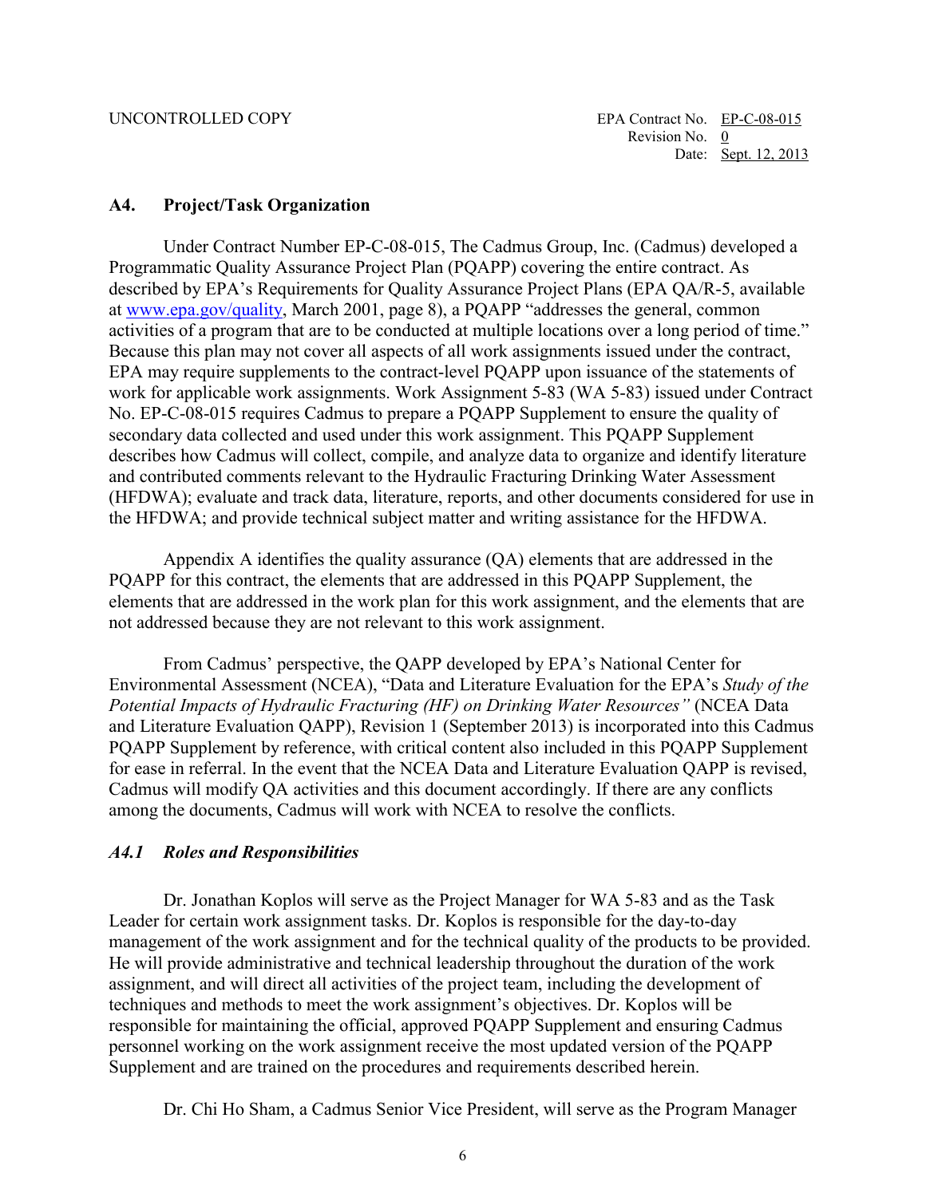## A4. Project/Task Organization

Under Contract Number EP-C-08-015, The Cadmus Group, Inc. (Cadmus) developed a Programmatic Quality Assurance Project Plan (PQAPP) covering the entire contract. As described by EPA's Requirements for Quality Assurance Project Plans (EPA QA/R-5, available at www.epa.gov/quality, March 2001, page 8), a PQAPP "addresses the general, common activities of a program that are to be conducted at multiple locations over a long period of time." Because this plan may not cover all aspects of all work assignments issued under the contract, EPA may require supplements to the contract-level PQAPP upon issuance of the statements of work for applicable work assignments. Work Assignment 5-83 (WA 5-83) issued under Contract No. EP-C-08-015 requires Cadmus to prepare a PQAPP Supplement to ensure the quality of secondary data collected and used under this work assignment. This PQAPP Supplement describes how Cadmus will collect, compile, and analyze data to organize and identify literature and contributed comments relevant to the Hydraulic Fracturing Drinking Water Assessment (HFDWA); evaluate and track data, literature, reports, and other documents considered for use in the HFDWA; and provide technical subject matter and writing assistance for the HFDWA.

Appendix A identifies the quality assurance (QA) elements that are addressed in the PQAPP for this contract, the elements that are addressed in this PQAPP Supplement, the elements that are addressed in the work plan for this work assignment, and the elements that are not addressed because they are not relevant to this work assignment.

From Cadmus' perspective, the QAPP developed by EPA's National Center for Environmental Assessment (NCEA), "Data and Literature Evaluation for the EPA's *Study of the Potential Impacts of Hydraulic Fracturing (HF) on Drinking Water Resources"* (NCEA Data and Literature Evaluation QAPP), Revision 1 (September 2013) is incorporated into this Cadmus PQAPP Supplement by reference, with critical content also included in this PQAPP Supplement for ease in referral. In the event that the NCEA Data and Literature Evaluation QAPP is revised, Cadmus will modify QA activities and this document accordingly. If there are any conflicts among the documents, Cadmus will work with NCEA to resolve the conflicts.

### *A4.1 Roles and Responsibilities*

Dr. Jonathan Koplos will serve as the Project Manager for WA 5-83 and as the Task Leader for certain work assignment tasks. Dr. Koplos is responsible for the day-to-day management of the work assignment and for the technical quality of the products to be provided. He will provide administrative and technical leadership throughout the duration of the work assignment, and will direct all activities of the project team, including the development of techniques and methods to meet the work assignment's objectives. Dr. Koplos will be responsible for maintaining the official, approved PQAPP Supplement and ensuring Cadmus personnel working on the work assignment receive the most updated version of the PQAPP Supplement and are trained on the procedures and requirements described herein.

Dr. Chi Ho Sham, a Cadmus Senior Vice President, will serve as the Program Manager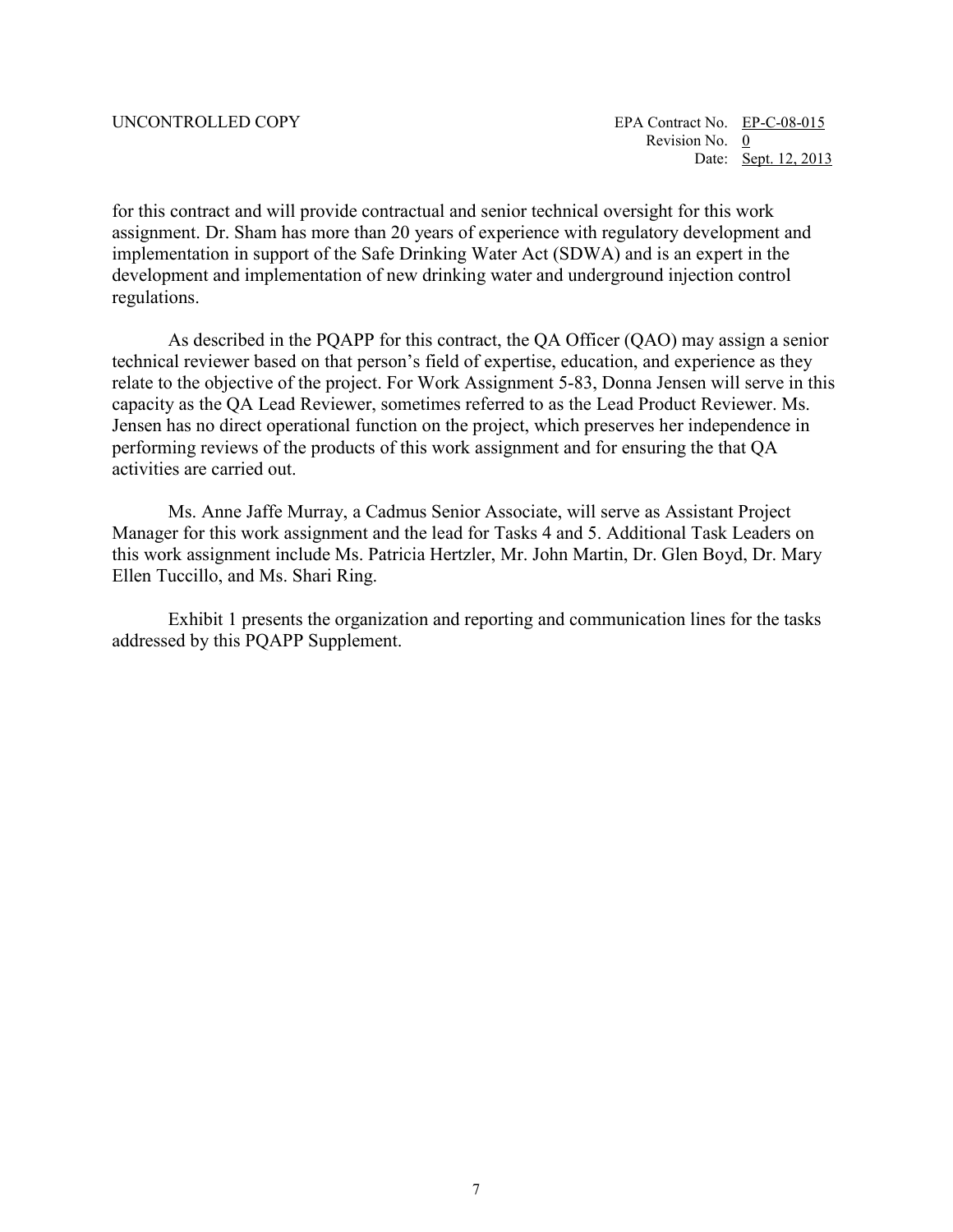for this contract and will provide contractual and senior technical oversight for this work assignment. Dr. Sham has more than 20 years of experience with regulatory development and implementation in support of the Safe Drinking Water Act (SDWA) and is an expert in the development and implementation of new drinking water and underground injection control regulations.

As described in the PQAPP for this contract, the QA Officer (QAO) may assign a senior technical reviewer based on that person's field of expertise, education, and experience as they relate to the objective of the project. For Work Assignment 5-83, Donna Jensen will serve in this capacity as the QA Lead Reviewer, sometimes referred to as the Lead Product Reviewer. Ms. Jensen has no direct operational function on the project, which preserves her independence in performing reviews of the products of this work assignment and for ensuring the that QA activities are carried out.

Ms. Anne Jaffe Murray, a Cadmus Senior Associate, will serve as Assistant Project Manager for this work assignment and the lead for Tasks 4 and 5. Additional Task Leaders on this work assignment include Ms. Patricia Hertzler, Mr. John Martin, Dr. Glen Boyd, Dr. Mary Ellen Tuccillo, and Ms. Shari Ring.

Exhibit 1 presents the organization and reporting and communication lines for the tasks addressed by this PQAPP Supplement.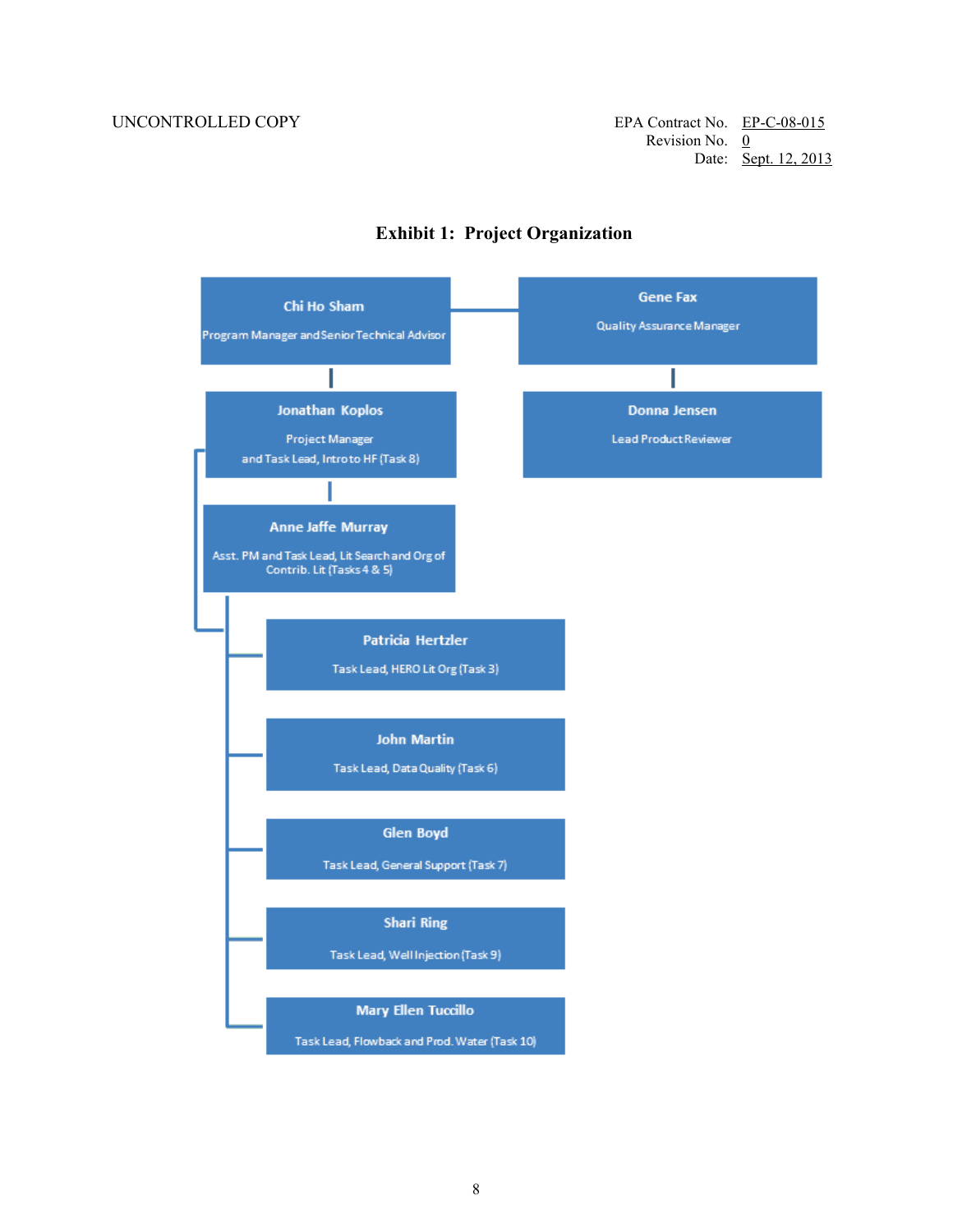UNCONTROLLED COPY

EPA Contract No. EP-C-08-015
Revision No. 0
Date: Sept. 12, 2013

**Exhibit 1: Project Organization**

**Chi Ho Sham**
Program Manager and Senior Technical Advisor

**Gene Fax**
Quality Assurance Manager

**Jonathan Koplos**
Project Manager
and Task Lead, Intro to HF (Task 8)

**Donna Jensen**
Lead Product Reviewer

**Anne Jaffe Murray**
Asst. PM and Task Lead, Lit Search and Org of Contrib. Lit (Tasks 4 & 5)

**Patricia Hertzler**
Task Lead, HERO Lit Org (Task 3)

**John Martin**
Task Lead, Data Quality (Task 6)

**Glen Boyd**
Task Lead, General Support (Task 7)

**Shari Ring**
Task Lead, Well Injection (Task 9)

**Mary Ellen Tuccillo**
Task Lead, Flowback and Prod. Water (Task 10)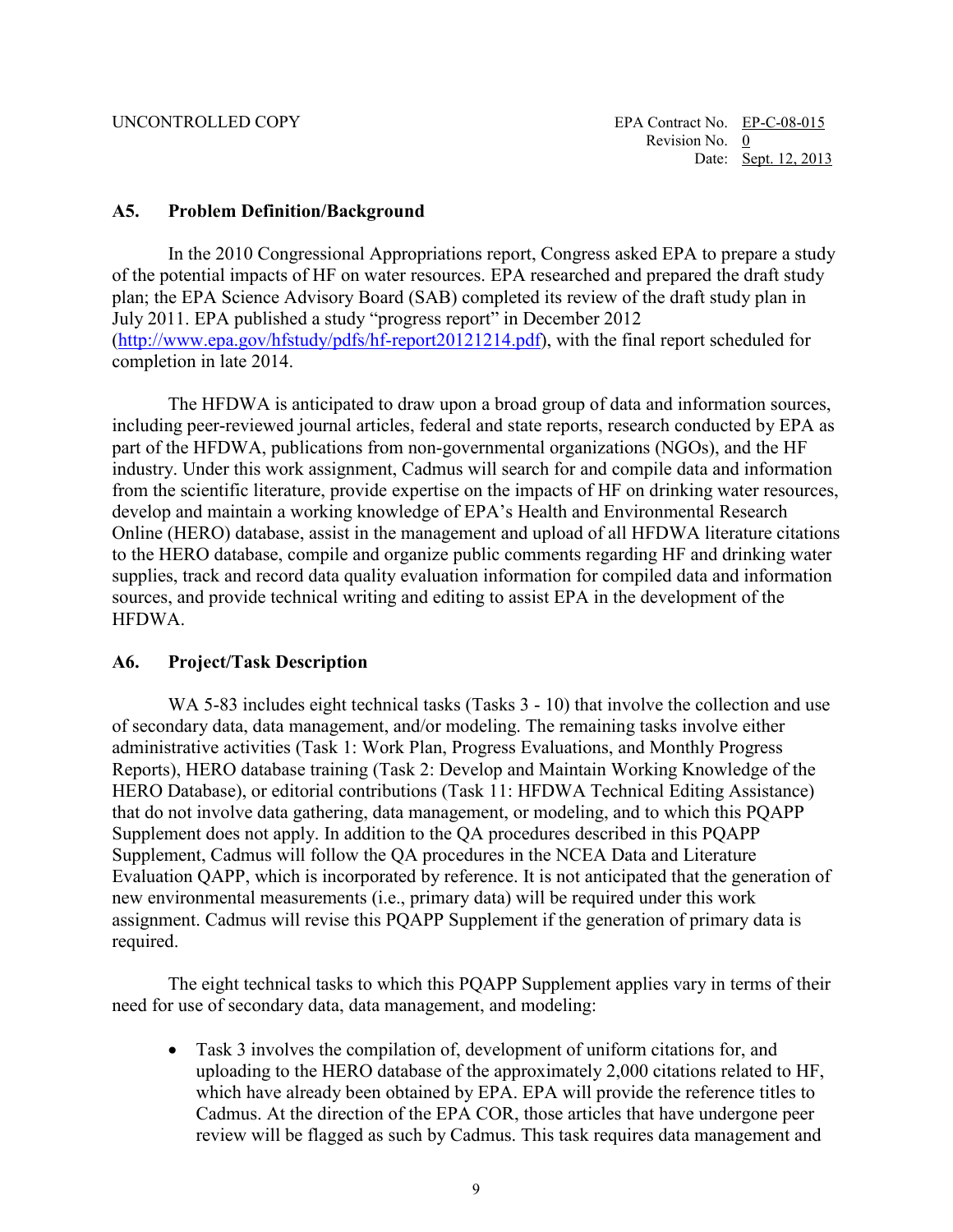## A5. Problem Definition/Background

In the 2010 Congressional Appropriations report, Congress asked EPA to prepare a study of the potential impacts of HF on water resources. EPA researched and prepared the draft study plan; the EPA Science Advisory Board (SAB) completed its review of the draft study plan in July 2011. EPA published a study "progress report" in December 2012 (http://www.epa.gov/hfstudy/pdfs/hf-report20121214.pdf), with the final report scheduled for completion in late 2014.

The HFDWA is anticipated to draw upon a broad group of data and information sources, including peer-reviewed journal articles, federal and state reports, research conducted by EPA as part of the HFDWA, publications from non-governmental organizations (NGOs), and the HF industry. Under this work assignment, Cadmus will search for and compile data and information from the scientific literature, provide expertise on the impacts of HF on drinking water resources, develop and maintain a working knowledge of EPA's Health and Environmental Research Online (HERO) database, assist in the management and upload of all HFDWA literature citations to the HERO database, compile and organize public comments regarding HF and drinking water supplies, track and record data quality evaluation information for compiled data and information sources, and provide technical writing and editing to assist EPA in the development of the HFDWA.

## A6. Project/Task Description

WA 5-83 includes eight technical tasks (Tasks 3 - 10) that involve the collection and use of secondary data, data management, and/or modeling. The remaining tasks involve either administrative activities (Task 1: Work Plan, Progress Evaluations, and Monthly Progress Reports), HERO database training (Task 2: Develop and Maintain Working Knowledge of the HERO Database), or editorial contributions (Task 11: HFDWA Technical Editing Assistance) that do not involve data gathering, data management, or modeling, and to which this PQAPP Supplement does not apply. In addition to the QA procedures described in this PQAPP Supplement, Cadmus will follow the QA procedures in the NCEA Data and Literature Evaluation QAPP, which is incorporated by reference. It is not anticipated that the generation of new environmental measurements (i.e., primary data) will be required under this work assignment. Cadmus will revise this PQAPP Supplement if the generation of primary data is required.

The eight technical tasks to which this PQAPP Supplement applies vary in terms of their need for use of secondary data, data management, and modeling:

- Task 3 involves the compilation of, development of uniform citations for, and uploading to the HERO database of the approximately 2,000 citations related to HF, which have already been obtained by EPA. EPA will provide the reference titles to Cadmus. At the direction of the EPA COR, those articles that have undergone peer review will be flagged as such by Cadmus. This task requires data management and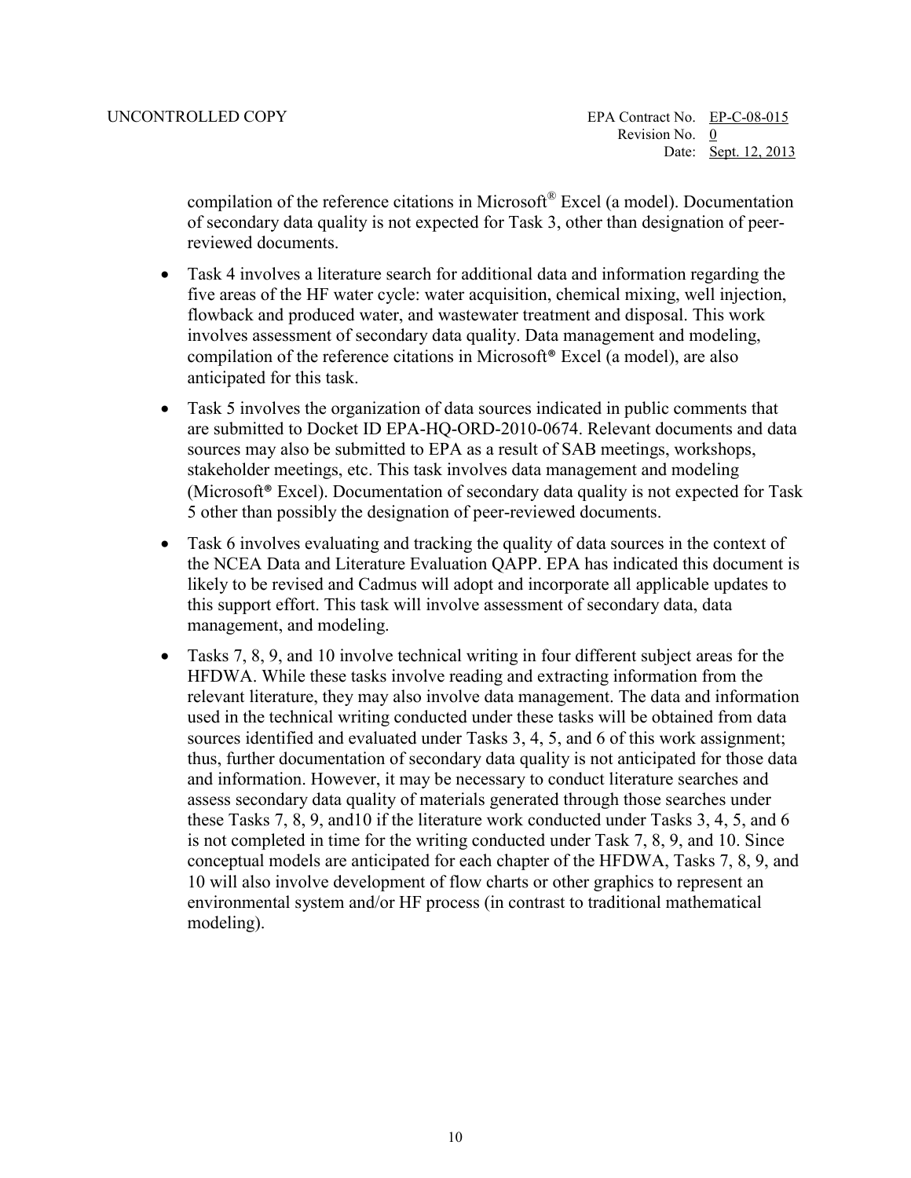compilation of the reference citations in Microsoft® Excel (a model). Documentation of secondary data quality is not expected for Task 3, other than designation of peer-reviewed documents.

- Task 4 involves a literature search for additional data and information regarding the five areas of the HF water cycle: water acquisition, chemical mixing, well injection, flowback and produced water, and wastewater treatment and disposal. This work involves assessment of secondary data quality. Data management and modeling, compilation of the reference citations in Microsoft® Excel (a model), are also anticipated for this task.
- Task 5 involves the organization of data sources indicated in public comments that are submitted to Docket ID EPA-HQ-ORD-2010-0674. Relevant documents and data sources may also be submitted to EPA as a result of SAB meetings, workshops, stakeholder meetings, etc. This task involves data management and modeling (Microsoft® Excel). Documentation of secondary data quality is not expected for Task 5 other than possibly the designation of peer-reviewed documents.
- Task 6 involves evaluating and tracking the quality of data sources in the context of the NCEA Data and Literature Evaluation QAPP. EPA has indicated this document is likely to be revised and Cadmus will adopt and incorporate all applicable updates to this support effort. This task will involve assessment of secondary data, data management, and modeling.
- Tasks 7, 8, 9, and 10 involve technical writing in four different subject areas for the HFDWA. While these tasks involve reading and extracting information from the relevant literature, they may also involve data management. The data and information used in the technical writing conducted under these tasks will be obtained from data sources identified and evaluated under Tasks 3, 4, 5, and 6 of this work assignment; thus, further documentation of secondary data quality is not anticipated for those data and information. However, it may be necessary to conduct literature searches and assess secondary data quality of materials generated through those searches under these Tasks 7, 8, 9, and10 if the literature work conducted under Tasks 3, 4, 5, and 6 is not completed in time for the writing conducted under Task 7, 8, 9, and 10. Since conceptual models are anticipated for each chapter of the HFDWA, Tasks 7, 8, 9, and 10 will also involve development of flow charts or other graphics to represent an environmental system and/or HF process (in contrast to traditional mathematical modeling).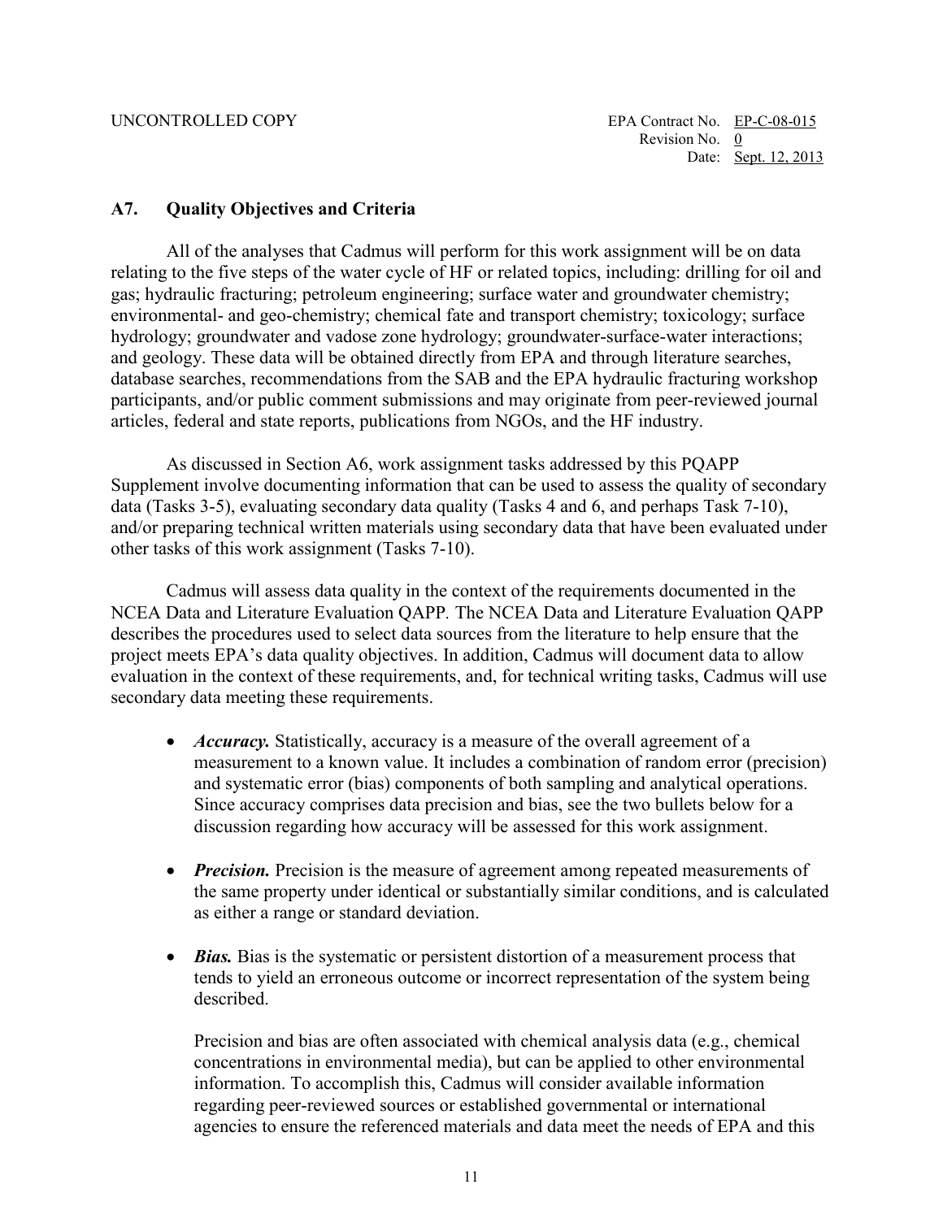## A7. Quality Objectives and Criteria

All of the analyses that Cadmus will perform for this work assignment will be on data relating to the five steps of the water cycle of HF or related topics, including: drilling for oil and gas; hydraulic fracturing; petroleum engineering; surface water and groundwater chemistry; environmental- and geo-chemistry; chemical fate and transport chemistry; toxicology; surface hydrology; groundwater and vadose zone hydrology; groundwater-surface-water interactions; and geology. These data will be obtained directly from EPA and through literature searches, database searches, recommendations from the SAB and the EPA hydraulic fracturing workshop participants, and/or public comment submissions and may originate from peer-reviewed journal articles, federal and state reports, publications from NGOs, and the HF industry.

As discussed in Section A6, work assignment tasks addressed by this PQAPP Supplement involve documenting information that can be used to assess the quality of secondary data (Tasks 3-5), evaluating secondary data quality (Tasks 4 and 6, and perhaps Task 7-10), and/or preparing technical written materials using secondary data that have been evaluated under other tasks of this work assignment (Tasks 7-10).

Cadmus will assess data quality in the context of the requirements documented in the NCEA Data and Literature Evaluation QAPP*.* The NCEA Data and Literature Evaluation QAPP describes the procedures used to select data sources from the literature to help ensure that the project meets EPA's data quality objectives. In addition, Cadmus will document data to allow evaluation in the context of these requirements, and, for technical writing tasks, Cadmus will use secondary data meeting these requirements.

- ***Accuracy.*** Statistically, accuracy is a measure of the overall agreement of a measurement to a known value. It includes a combination of random error (precision) and systematic error (bias) components of both sampling and analytical operations. Since accuracy comprises data precision and bias, see the two bullets below for a discussion regarding how accuracy will be assessed for this work assignment.

- ***Precision.*** Precision is the measure of agreement among repeated measurements of the same property under identical or substantially similar conditions, and is calculated as either a range or standard deviation.

- ***Bias.*** Bias is the systematic or persistent distortion of a measurement process that tends to yield an erroneous outcome or incorrect representation of the system being described.

  Precision and bias are often associated with chemical analysis data (e.g., chemical concentrations in environmental media), but can be applied to other environmental information. To accomplish this, Cadmus will consider available information regarding peer-reviewed sources or established governmental or international agencies to ensure the referenced materials and data meet the needs of EPA and this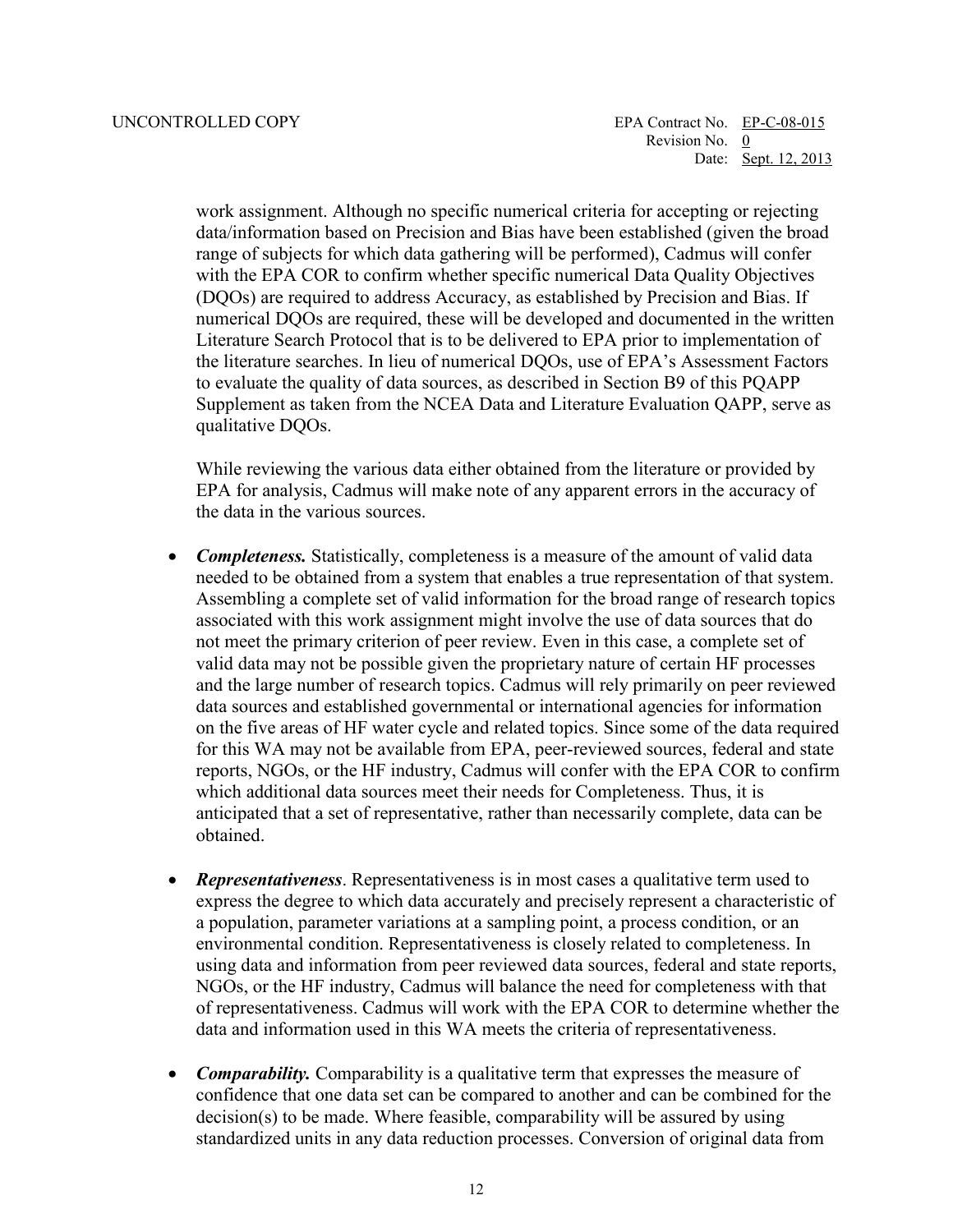work assignment. Although no specific numerical criteria for accepting or rejecting data/information based on Precision and Bias have been established (given the broad range of subjects for which data gathering will be performed), Cadmus will confer with the EPA COR to confirm whether specific numerical Data Quality Objectives (DQOs) are required to address Accuracy, as established by Precision and Bias. If numerical DQOs are required, these will be developed and documented in the written Literature Search Protocol that is to be delivered to EPA prior to implementation of the literature searches. In lieu of numerical DQOs, use of EPA's Assessment Factors to evaluate the quality of data sources, as described in Section B9 of this PQAPP Supplement as taken from the NCEA Data and Literature Evaluation QAPP, serve as qualitative DQOs.

While reviewing the various data either obtained from the literature or provided by EPA for analysis, Cadmus will make note of any apparent errors in the accuracy of the data in the various sources.

- ***Completeness.*** Statistically, completeness is a measure of the amount of valid data needed to be obtained from a system that enables a true representation of that system. Assembling a complete set of valid information for the broad range of research topics associated with this work assignment might involve the use of data sources that do not meet the primary criterion of peer review. Even in this case, a complete set of valid data may not be possible given the proprietary nature of certain HF processes and the large number of research topics. Cadmus will rely primarily on peer reviewed data sources and established governmental or international agencies for information on the five areas of HF water cycle and related topics. Since some of the data required for this WA may not be available from EPA, peer-reviewed sources, federal and state reports, NGOs, or the HF industry, Cadmus will confer with the EPA COR to confirm which additional data sources meet their needs for Completeness. Thus, it is anticipated that a set of representative, rather than necessarily complete, data can be obtained.

- ***Representativeness***. Representativeness is in most cases a qualitative term used to express the degree to which data accurately and precisely represent a characteristic of a population, parameter variations at a sampling point, a process condition, or an environmental condition. Representativeness is closely related to completeness. In using data and information from peer reviewed data sources, federal and state reports, NGOs, or the HF industry, Cadmus will balance the need for completeness with that of representativeness. Cadmus will work with the EPA COR to determine whether the data and information used in this WA meets the criteria of representativeness.

- ***Comparability.*** Comparability is a qualitative term that expresses the measure of confidence that one data set can be compared to another and can be combined for the decision(s) to be made. Where feasible, comparability will be assured by using standardized units in any data reduction processes. Conversion of original data from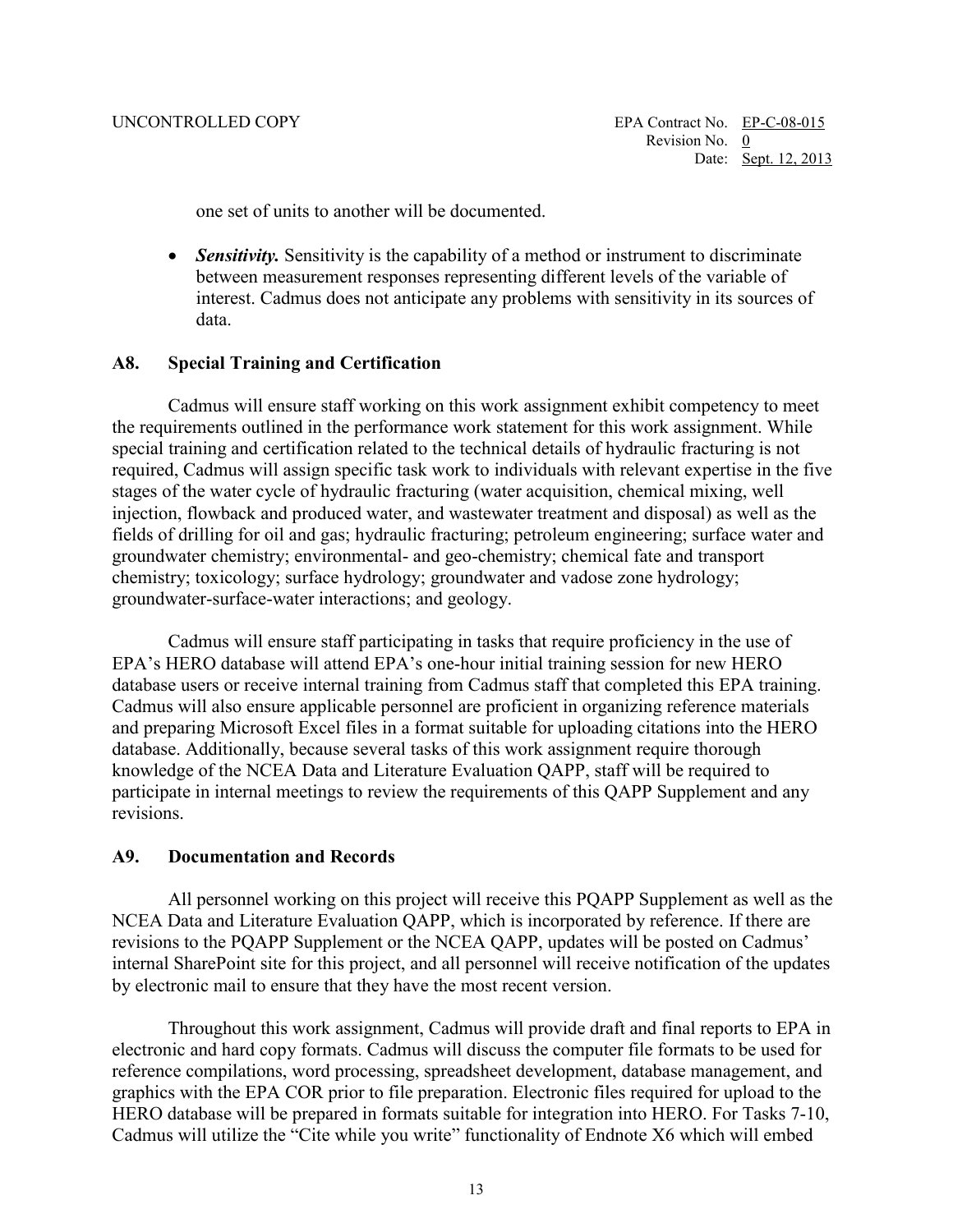one set of units to another will be documented.

- ***Sensitivity.*** Sensitivity is the capability of a method or instrument to discriminate between measurement responses representing different levels of the variable of interest. Cadmus does not anticipate any problems with sensitivity in its sources of data.

## A8. Special Training and Certification

Cadmus will ensure staff working on this work assignment exhibit competency to meet the requirements outlined in the performance work statement for this work assignment. While special training and certification related to the technical details of hydraulic fracturing is not required, Cadmus will assign specific task work to individuals with relevant expertise in the five stages of the water cycle of hydraulic fracturing (water acquisition, chemical mixing, well injection, flowback and produced water, and wastewater treatment and disposal) as well as the fields of drilling for oil and gas; hydraulic fracturing; petroleum engineering; surface water and groundwater chemistry; environmental- and geo-chemistry; chemical fate and transport chemistry; toxicology; surface hydrology; groundwater and vadose zone hydrology; groundwater-surface-water interactions; and geology.

Cadmus will ensure staff participating in tasks that require proficiency in the use of EPA's HERO database will attend EPA's one-hour initial training session for new HERO database users or receive internal training from Cadmus staff that completed this EPA training. Cadmus will also ensure applicable personnel are proficient in organizing reference materials and preparing Microsoft Excel files in a format suitable for uploading citations into the HERO database. Additionally, because several tasks of this work assignment require thorough knowledge of the NCEA Data and Literature Evaluation QAPP, staff will be required to participate in internal meetings to review the requirements of this QAPP Supplement and any revisions.

## A9. Documentation and Records

All personnel working on this project will receive this PQAPP Supplement as well as the NCEA Data and Literature Evaluation QAPP, which is incorporated by reference. If there are revisions to the PQAPP Supplement or the NCEA QAPP, updates will be posted on Cadmus' internal SharePoint site for this project, and all personnel will receive notification of the updates by electronic mail to ensure that they have the most recent version.

Throughout this work assignment, Cadmus will provide draft and final reports to EPA in electronic and hard copy formats. Cadmus will discuss the computer file formats to be used for reference compilations, word processing, spreadsheet development, database management, and graphics with the EPA COR prior to file preparation. Electronic files required for upload to the HERO database will be prepared in formats suitable for integration into HERO. For Tasks 7-10, Cadmus will utilize the "Cite while you write" functionality of Endnote X6 which will embed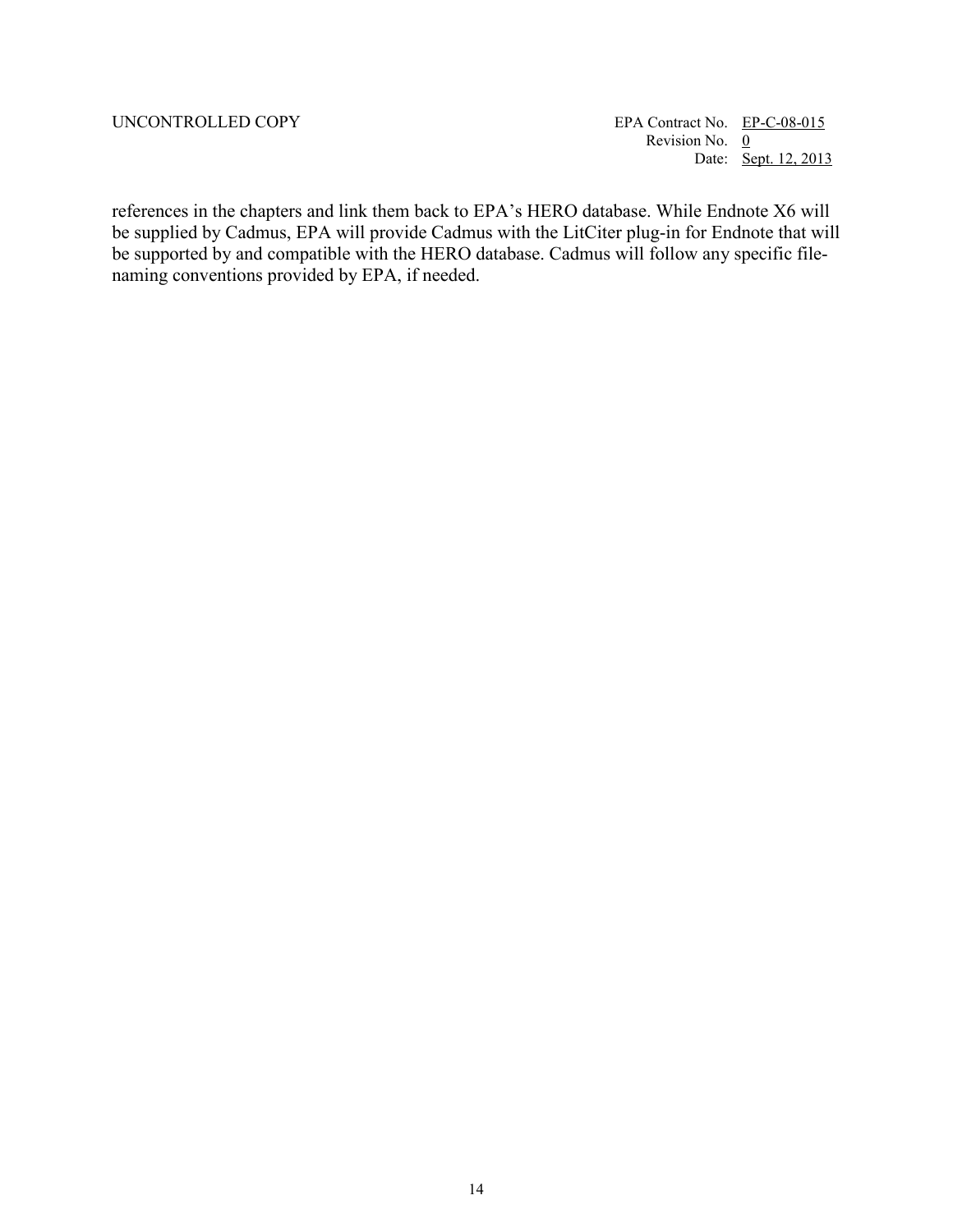references in the chapters and link them back to EPA's HERO database. While Endnote X6 will be supplied by Cadmus, EPA will provide Cadmus with the LitCiter plug-in for Endnote that will be supported by and compatible with the HERO database. Cadmus will follow any specific file-naming conventions provided by EPA, if needed.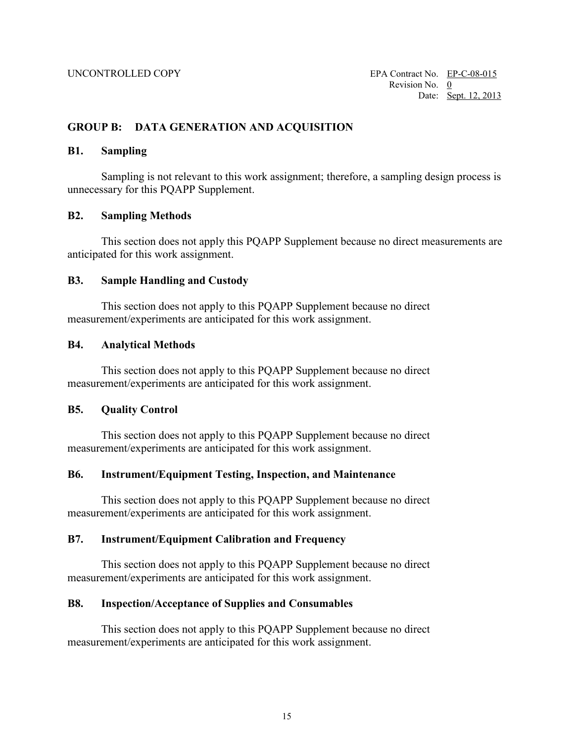## GROUP B: DATA GENERATION AND ACQUISITION

### B1. Sampling

Sampling is not relevant to this work assignment; therefore, a sampling design process is unnecessary for this PQAPP Supplement.

### B2. Sampling Methods

This section does not apply this PQAPP Supplement because no direct measurements are anticipated for this work assignment.

### B3. Sample Handling and Custody

This section does not apply to this PQAPP Supplement because no direct measurement/experiments are anticipated for this work assignment.

### B4. Analytical Methods

This section does not apply to this PQAPP Supplement because no direct measurement/experiments are anticipated for this work assignment.

### B5. Quality Control

This section does not apply to this PQAPP Supplement because no direct measurement/experiments are anticipated for this work assignment.

### B6. Instrument/Equipment Testing, Inspection, and Maintenance

This section does not apply to this PQAPP Supplement because no direct measurement/experiments are anticipated for this work assignment.

### B7. Instrument/Equipment Calibration and Frequency

This section does not apply to this PQAPP Supplement because no direct measurement/experiments are anticipated for this work assignment.

### B8. Inspection/Acceptance of Supplies and Consumables

This section does not apply to this PQAPP Supplement because no direct measurement/experiments are anticipated for this work assignment.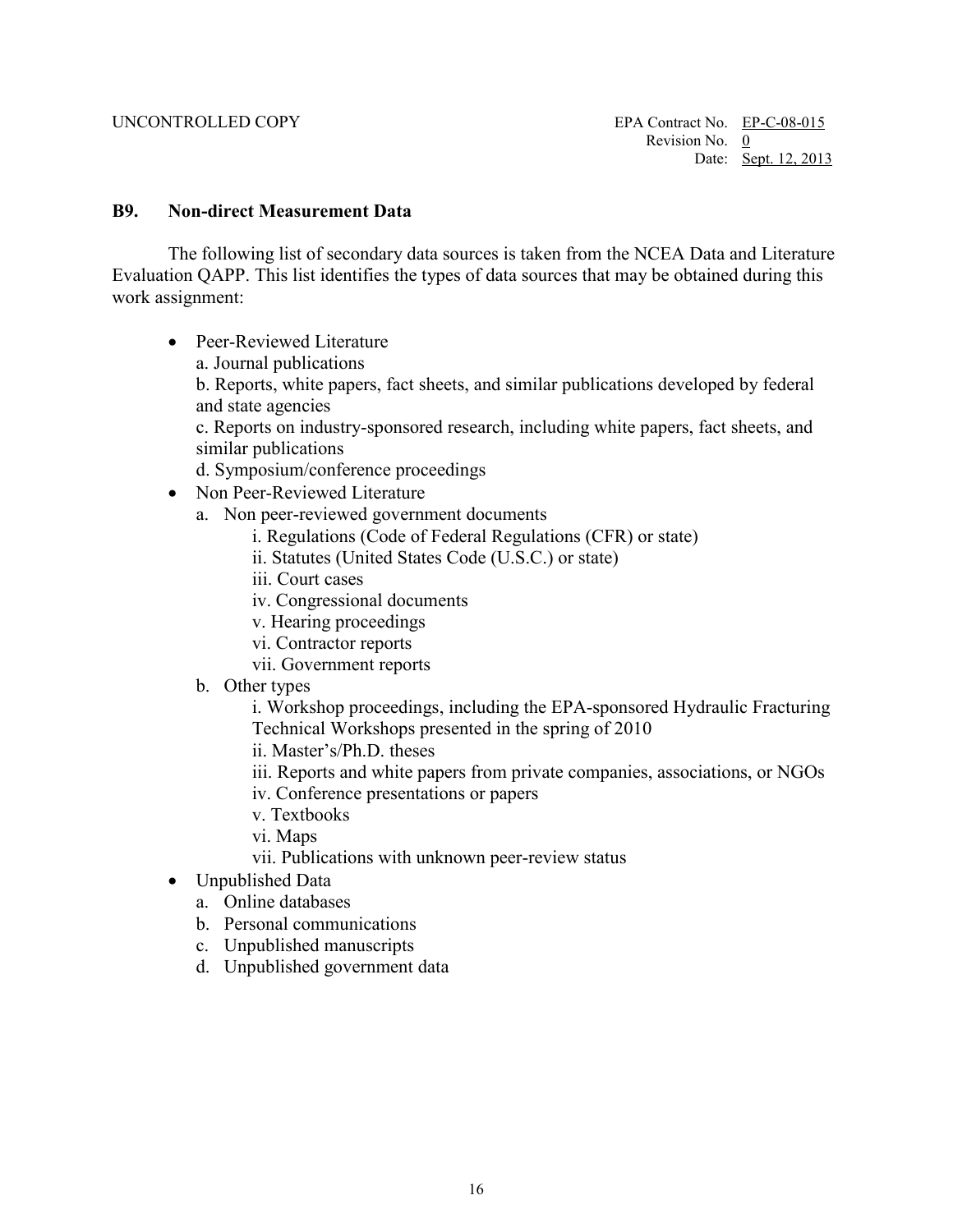## B9. Non-direct Measurement Data

The following list of secondary data sources is taken from the NCEA Data and Literature Evaluation QAPP. This list identifies the types of data sources that may be obtained during this work assignment:

- Peer-Reviewed Literature
  a. Journal publications
  b. Reports, white papers, fact sheets, and similar publications developed by federal and state agencies
  c. Reports on industry-sponsored research, including white papers, fact sheets, and similar publications
  d. Symposium/conference proceedings
- Non Peer-Reviewed Literature
  a. Non peer-reviewed government documents
    i. Regulations (Code of Federal Regulations (CFR) or state)
    ii. Statutes (United States Code (U.S.C.) or state)
    iii. Court cases
    iv. Congressional documents
    v. Hearing proceedings
    vi. Contractor reports
    vii. Government reports
  b. Other types
    i. Workshop proceedings, including the EPA-sponsored Hydraulic Fracturing Technical Workshops presented in the spring of 2010
    ii. Master's/Ph.D. theses
    iii. Reports and white papers from private companies, associations, or NGOs
    iv. Conference presentations or papers
    v. Textbooks
    vi. Maps
    vii. Publications with unknown peer-review status
- Unpublished Data
  a. Online databases
  b. Personal communications
  c. Unpublished manuscripts
  d. Unpublished government data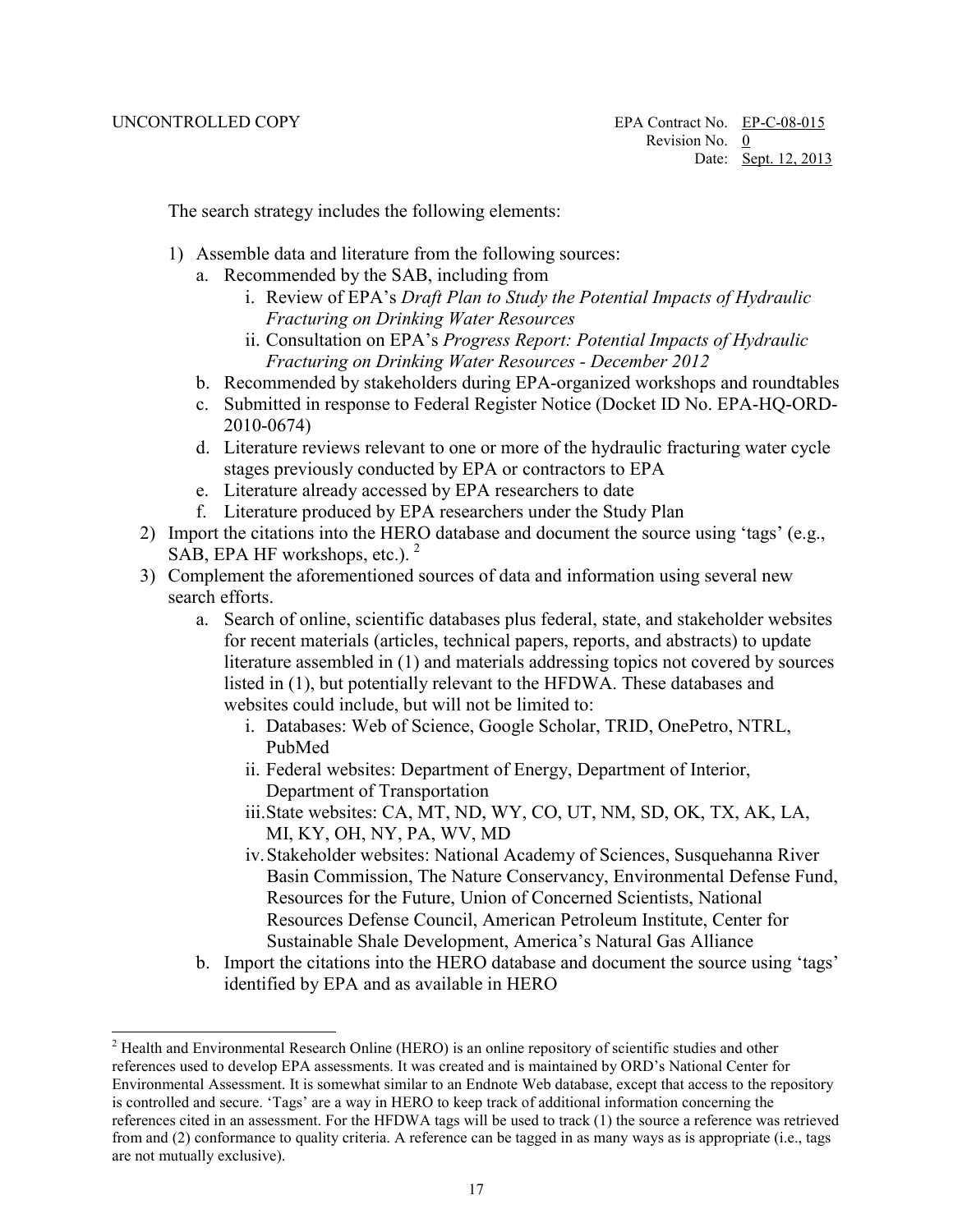The search strategy includes the following elements:

1) Assemble data and literature from the following sources:
   a. Recommended by the SAB, including from
      i. Review of EPA's *Draft Plan to Study the Potential Impacts of Hydraulic Fracturing on Drinking Water Resources*
      ii. Consultation on EPA's *Progress Report: Potential Impacts of Hydraulic Fracturing on Drinking Water Resources - December 2012*
   b. Recommended by stakeholders during EPA-organized workshops and roundtables
   c. Submitted in response to Federal Register Notice (Docket ID No. EPA-HQ-ORD-2010-0674)
   d. Literature reviews relevant to one or more of the hydraulic fracturing water cycle stages previously conducted by EPA or contractors to EPA
   e. Literature already accessed by EPA researchers to date
   f. Literature produced by EPA researchers under the Study Plan
2) Import the citations into the HERO database and document the source using 'tags' (e.g., SAB, EPA HF workshops, etc.). [2]
3) Complement the aforementioned sources of data and information using several new search efforts.
   a. Search of online, scientific databases plus federal, state, and stakeholder websites for recent materials (articles, technical papers, reports, and abstracts) to update literature assembled in (1) and materials addressing topics not covered by sources listed in (1), but potentially relevant to the HFDWA. These databases and websites could include, but will not be limited to:
      i. Databases: Web of Science, Google Scholar, TRID, OnePetro, NTRL, PubMed
      ii. Federal websites: Department of Energy, Department of Interior, Department of Transportation
      iii. State websites: CA, MT, ND, WY, CO, UT, NM, SD, OK, TX, AK, LA, MI, KY, OH, NY, PA, WV, MD
      iv. Stakeholder websites: National Academy of Sciences, Susquehanna River Basin Commission, The Nature Conservancy, Environmental Defense Fund, Resources for the Future, Union of Concerned Scientists, National Resources Defense Council, American Petroleum Institute, Center for Sustainable Shale Development, America's Natural Gas Alliance
   b. Import the citations into the HERO database and document the source using 'tags' identified by EPA and as available in HERO

[2] Health and Environmental Research Online (HERO) is an online repository of scientific studies and other references used to develop EPA assessments. It was created and is maintained by ORD's National Center for Environmental Assessment. It is somewhat similar to an Endnote Web database, except that access to the repository is controlled and secure. 'Tags' are a way in HERO to keep track of additional information concerning the references cited in an assessment. For the HFDWA tags will be used to track (1) the source a reference was retrieved from and (2) conformance to quality criteria. A reference can be tagged in as many ways as is appropriate (i.e., tags are not mutually exclusive).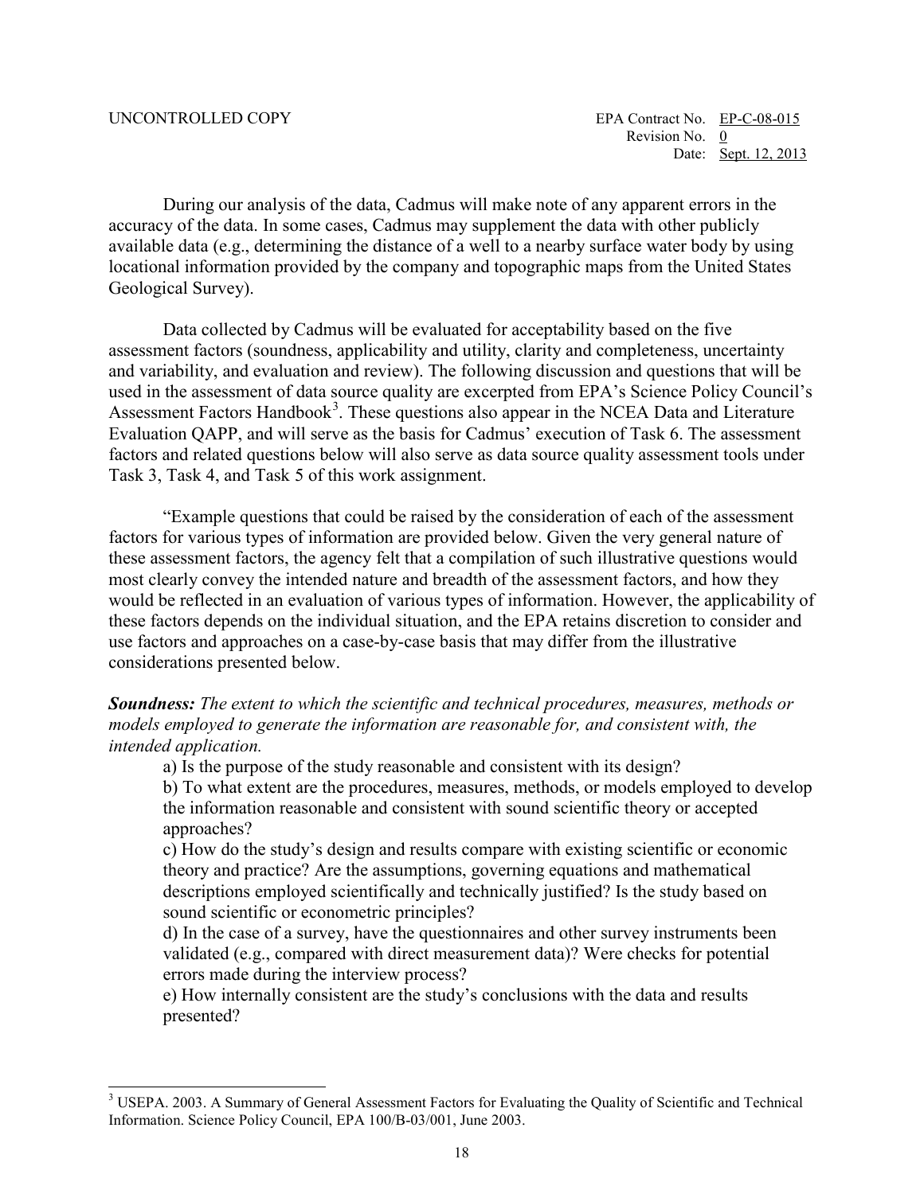During our analysis of the data, Cadmus will make note of any apparent errors in the accuracy of the data. In some cases, Cadmus may supplement the data with other publicly available data (e.g., determining the distance of a well to a nearby surface water body by using locational information provided by the company and topographic maps from the United States Geological Survey).

Data collected by Cadmus will be evaluated for acceptability based on the five assessment factors (soundness, applicability and utility, clarity and completeness, uncertainty and variability, and evaluation and review). The following discussion and questions that will be used in the assessment of data source quality are excerpted from EPA's Science Policy Council's Assessment Factors Handbook[3]. These questions also appear in the NCEA Data and Literature Evaluation QAPP, and will serve as the basis for Cadmus' execution of Task 6. The assessment factors and related questions below will also serve as data source quality assessment tools under Task 3, Task 4, and Task 5 of this work assignment.

"Example questions that could be raised by the consideration of each of the assessment factors for various types of information are provided below. Given the very general nature of these assessment factors, the agency felt that a compilation of such illustrative questions would most clearly convey the intended nature and breadth of the assessment factors, and how they would be reflected in an evaluation of various types of information. However, the applicability of these factors depends on the individual situation, and the EPA retains discretion to consider and use factors and approaches on a case-by-case basis that may differ from the illustrative considerations presented below.

***Soundness:*** *The extent to which the scientific and technical procedures, measures, methods or models employed to generate the information are reasonable for, and consistent with, the intended application.*

a) Is the purpose of the study reasonable and consistent with its design?

b) To what extent are the procedures, measures, methods, or models employed to develop the information reasonable and consistent with sound scientific theory or accepted approaches?

c) How do the study's design and results compare with existing scientific or economic theory and practice? Are the assumptions, governing equations and mathematical descriptions employed scientifically and technically justified? Is the study based on sound scientific or econometric principles?

d) In the case of a survey, have the questionnaires and other survey instruments been validated (e.g., compared with direct measurement data)? Were checks for potential errors made during the interview process?

e) How internally consistent are the study's conclusions with the data and results presented?

---

[3] USEPA. 2003. A Summary of General Assessment Factors for Evaluating the Quality of Scientific and Technical Information. Science Policy Council, EPA 100/B-03/001, June 2003.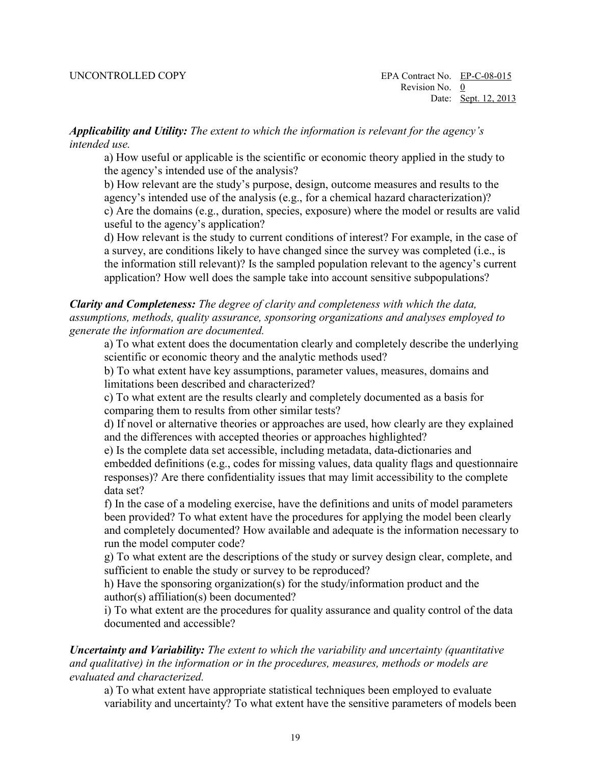***Applicability and Utility:*** *The extent to which the information is relevant for the agency's intended use.*

a) How useful or applicable is the scientific or economic theory applied in the study to the agency's intended use of the analysis?

b) How relevant are the study's purpose, design, outcome measures and results to the agency's intended use of the analysis (e.g., for a chemical hazard characterization)?

c) Are the domains (e.g., duration, species, exposure) where the model or results are valid useful to the agency's application?

d) How relevant is the study to current conditions of interest? For example, in the case of a survey, are conditions likely to have changed since the survey was completed (i.e., is the information still relevant)? Is the sampled population relevant to the agency's current application? How well does the sample take into account sensitive subpopulations?

***Clarity and Completeness:*** *The degree of clarity and completeness with which the data, assumptions, methods, quality assurance, sponsoring organizations and analyses employed to generate the information are documented.*

a) To what extent does the documentation clearly and completely describe the underlying scientific or economic theory and the analytic methods used?

b) To what extent have key assumptions, parameter values, measures, domains and limitations been described and characterized?

c) To what extent are the results clearly and completely documented as a basis for comparing them to results from other similar tests?

d) If novel or alternative theories or approaches are used, how clearly are they explained and the differences with accepted theories or approaches highlighted?

e) Is the complete data set accessible, including metadata, data-dictionaries and embedded definitions (e.g., codes for missing values, data quality flags and questionnaire responses)? Are there confidentiality issues that may limit accessibility to the complete data set?

f) In the case of a modeling exercise, have the definitions and units of model parameters been provided? To what extent have the procedures for applying the model been clearly and completely documented? How available and adequate is the information necessary to run the model computer code?

g) To what extent are the descriptions of the study or survey design clear, complete, and sufficient to enable the study or survey to be reproduced?

h) Have the sponsoring organization(s) for the study/information product and the author(s) affiliation(s) been documented?

i) To what extent are the procedures for quality assurance and quality control of the data documented and accessible?

***Uncertainty and Variability:*** *The extent to which the variability and uncertainty (quantitative and qualitative) in the information or in the procedures, measures, methods or models are evaluated and characterized.*

a) To what extent have appropriate statistical techniques been employed to evaluate variability and uncertainty? To what extent have the sensitive parameters of models been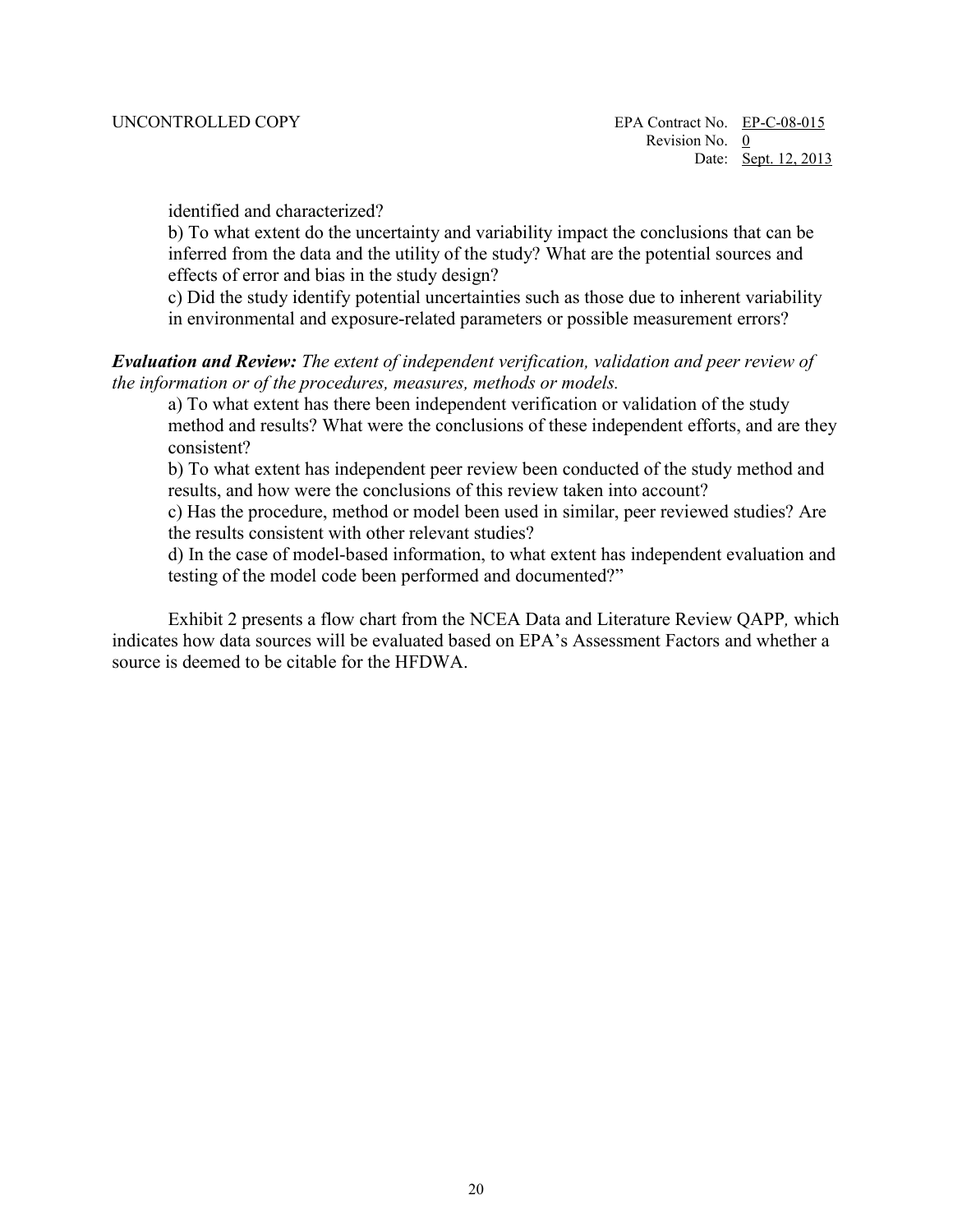identified and characterized?

b) To what extent do the uncertainty and variability impact the conclusions that can be inferred from the data and the utility of the study? What are the potential sources and effects of error and bias in the study design?

c) Did the study identify potential uncertainties such as those due to inherent variability in environmental and exposure-related parameters or possible measurement errors?

***Evaluation and Review:*** *The extent of independent verification, validation and peer review of the information or of the procedures, measures, methods or models.*

a) To what extent has there been independent verification or validation of the study method and results? What were the conclusions of these independent efforts, and are they consistent?

b) To what extent has independent peer review been conducted of the study method and results, and how were the conclusions of this review taken into account?

c) Has the procedure, method or model been used in similar, peer reviewed studies? Are the results consistent with other relevant studies?

d) In the case of model-based information, to what extent has independent evaluation and testing of the model code been performed and documented?"

Exhibit 2 presents a flow chart from the NCEA Data and Literature Review QAPP*,* which indicates how data sources will be evaluated based on EPA's Assessment Factors and whether a source is deemed to be citable for the HFDWA.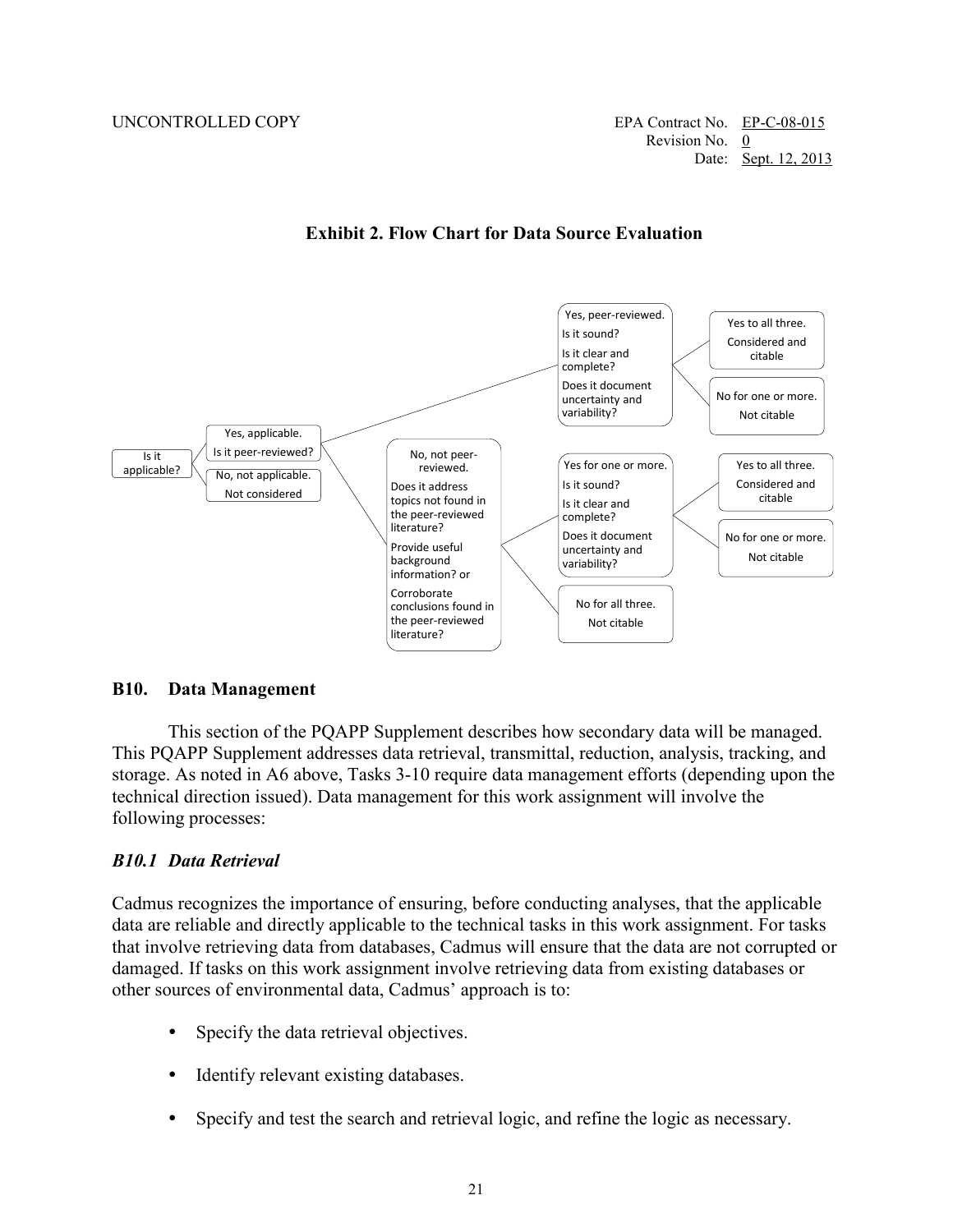**Exhibit 2. Flow Chart for Data Source Evaluation**

- Is it applicable?
  - Yes, applicable. Is it peer-reviewed?
    - Yes, peer-reviewed. Is it sound? Is it clear and complete? Does it document uncertainty and variability?
      - Yes to all three. Considered and citable
      - No for one or more. Not citable
    - No, not peer-reviewed. Does it address topics not found in the peer-reviewed literature? Provide useful background information? or Corroborate conclusions found in the peer-reviewed literature?
      - Yes for one or more. Is it sound? Is it clear and complete? Does it document uncertainty and variability?
        - Yes to all three. Considered and citable
        - No for one or more. Not citable
      - No for all three. Not citable
  - No, not applicable. Not considered

## B10. Data Management

This section of the PQAPP Supplement describes how secondary data will be managed. This PQAPP Supplement addresses data retrieval, transmittal, reduction, analysis, tracking, and storage. As noted in A6 above, Tasks 3-10 require data management efforts (depending upon the technical direction issued). Data management for this work assignment will involve the following processes:

### *B10.1 Data Retrieval*

Cadmus recognizes the importance of ensuring, before conducting analyses, that the applicable data are reliable and directly applicable to the technical tasks in this work assignment. For tasks that involve retrieving data from databases, Cadmus will ensure that the data are not corrupted or damaged. If tasks on this work assignment involve retrieving data from existing databases or other sources of environmental data, Cadmus' approach is to:

- Specify the data retrieval objectives.
- Identify relevant existing databases.
- Specify and test the search and retrieval logic, and refine the logic as necessary.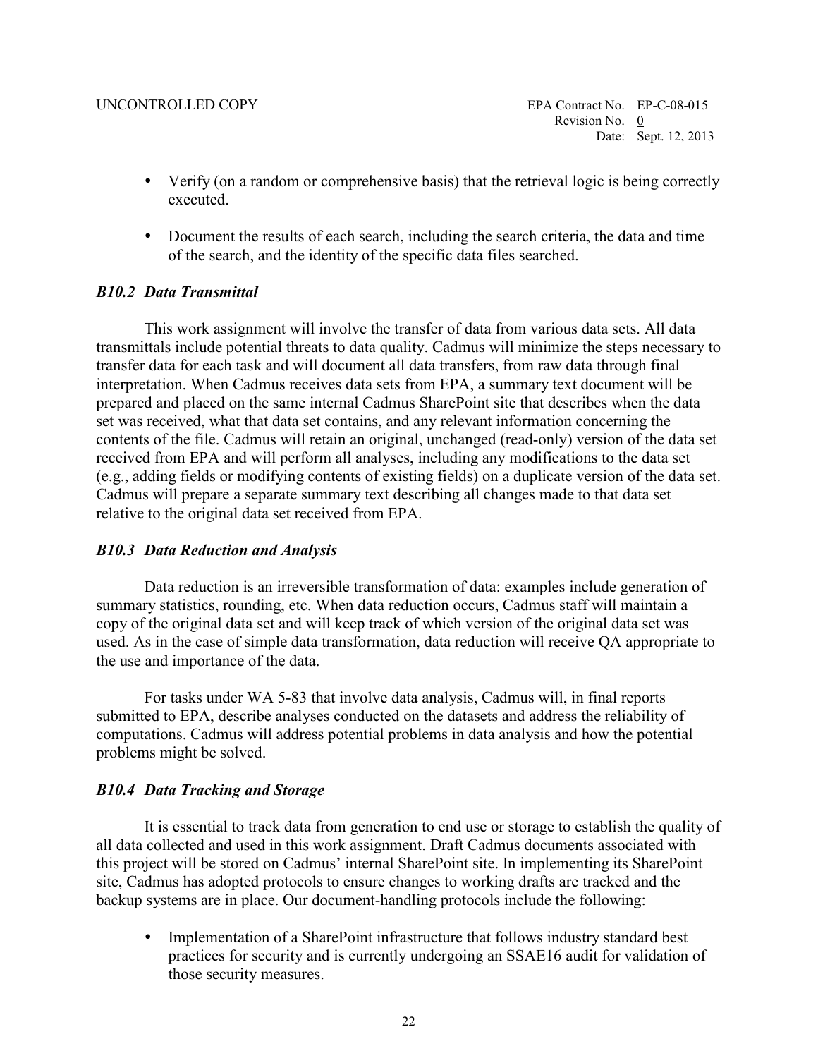- Verify (on a random or comprehensive basis) that the retrieval logic is being correctly executed.
- Document the results of each search, including the search criteria, the data and time of the search, and the identity of the specific data files searched.

### *B10.2 Data Transmittal*

This work assignment will involve the transfer of data from various data sets. All data transmittals include potential threats to data quality. Cadmus will minimize the steps necessary to transfer data for each task and will document all data transfers, from raw data through final interpretation. When Cadmus receives data sets from EPA, a summary text document will be prepared and placed on the same internal Cadmus SharePoint site that describes when the data set was received, what that data set contains, and any relevant information concerning the contents of the file. Cadmus will retain an original, unchanged (read-only) version of the data set received from EPA and will perform all analyses, including any modifications to the data set (e.g., adding fields or modifying contents of existing fields) on a duplicate version of the data set. Cadmus will prepare a separate summary text describing all changes made to that data set relative to the original data set received from EPA.

### *B10.3 Data Reduction and Analysis*

Data reduction is an irreversible transformation of data: examples include generation of summary statistics, rounding, etc. When data reduction occurs, Cadmus staff will maintain a copy of the original data set and will keep track of which version of the original data set was used. As in the case of simple data transformation, data reduction will receive QA appropriate to the use and importance of the data.

For tasks under WA 5-83 that involve data analysis, Cadmus will, in final reports submitted to EPA, describe analyses conducted on the datasets and address the reliability of computations. Cadmus will address potential problems in data analysis and how the potential problems might be solved.

### *B10.4 Data Tracking and Storage*

It is essential to track data from generation to end use or storage to establish the quality of all data collected and used in this work assignment. Draft Cadmus documents associated with this project will be stored on Cadmus' internal SharePoint site. In implementing its SharePoint site, Cadmus has adopted protocols to ensure changes to working drafts are tracked and the backup systems are in place. Our document-handling protocols include the following:

- Implementation of a SharePoint infrastructure that follows industry standard best practices for security and is currently undergoing an SSAE16 audit for validation of those security measures.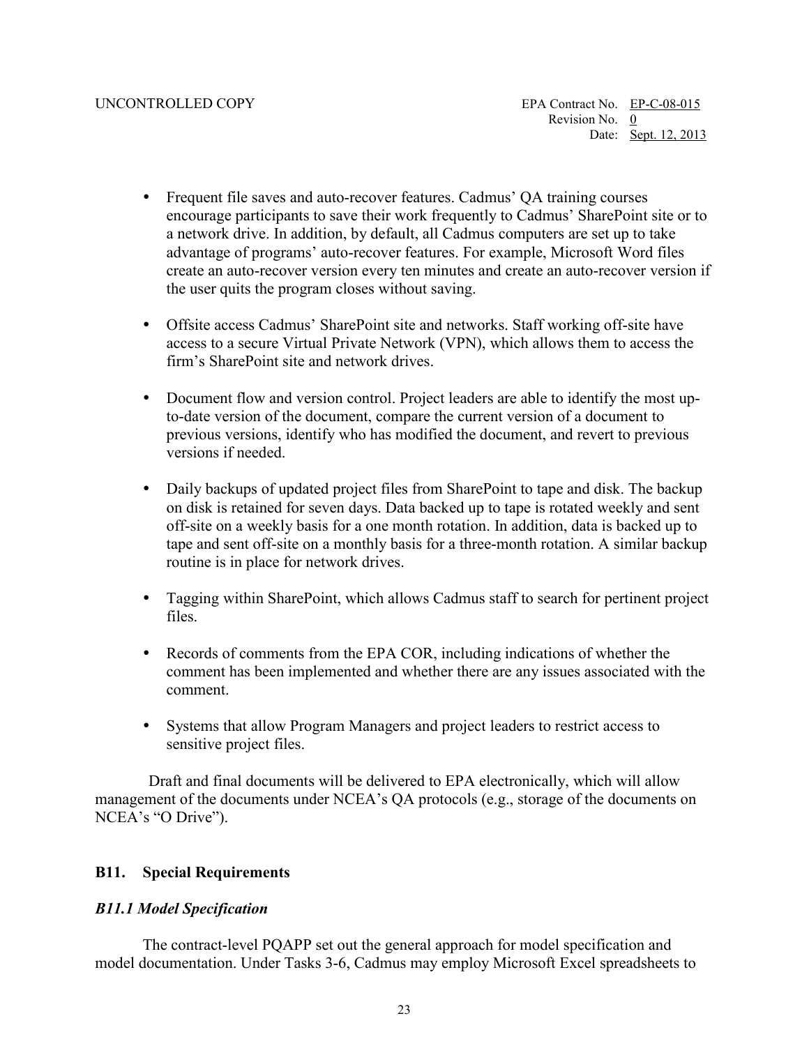- Frequent file saves and auto-recover features. Cadmus' QA training courses encourage participants to save their work frequently to Cadmus' SharePoint site or to a network drive. In addition, by default, all Cadmus computers are set up to take advantage of programs' auto-recover features. For example, Microsoft Word files create an auto-recover version every ten minutes and create an auto-recover version if the user quits the program closes without saving.

- Offsite access Cadmus' SharePoint site and networks. Staff working off-site have access to a secure Virtual Private Network (VPN), which allows them to access the firm's SharePoint site and network drives.

- Document flow and version control. Project leaders are able to identify the most up-to-date version of the document, compare the current version of a document to previous versions, identify who has modified the document, and revert to previous versions if needed.

- Daily backups of updated project files from SharePoint to tape and disk. The backup on disk is retained for seven days. Data backed up to tape is rotated weekly and sent off-site on a weekly basis for a one month rotation. In addition, data is backed up to tape and sent off-site on a monthly basis for a three-month rotation. A similar backup routine is in place for network drives.

- Tagging within SharePoint, which allows Cadmus staff to search for pertinent project files.

- Records of comments from the EPA COR, including indications of whether the comment has been implemented and whether there are any issues associated with the comment.

- Systems that allow Program Managers and project leaders to restrict access to sensitive project files.

Draft and final documents will be delivered to EPA electronically, which will allow management of the documents under NCEA's QA protocols (e.g., storage of the documents on NCEA's "O Drive").

## B11. Special Requirements

### *B11.1 Model Specification*

The contract-level PQAPP set out the general approach for model specification and model documentation. Under Tasks 3-6, Cadmus may employ Microsoft Excel spreadsheets to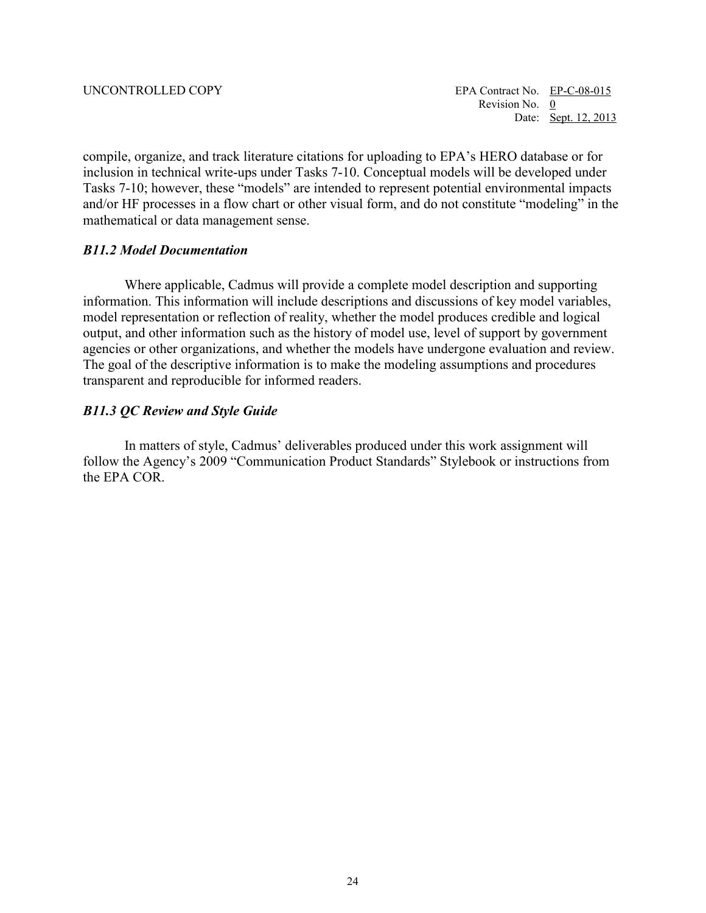compile, organize, and track literature citations for uploading to EPA's HERO database or for inclusion in technical write-ups under Tasks 7-10. Conceptual models will be developed under Tasks 7-10; however, these "models" are intended to represent potential environmental impacts and/or HF processes in a flow chart or other visual form, and do not constitute "modeling" in the mathematical or data management sense.

### *B11.2 Model Documentation*

Where applicable, Cadmus will provide a complete model description and supporting information. This information will include descriptions and discussions of key model variables, model representation or reflection of reality, whether the model produces credible and logical output, and other information such as the history of model use, level of support by government agencies or other organizations, and whether the models have undergone evaluation and review. The goal of the descriptive information is to make the modeling assumptions and procedures transparent and reproducible for informed readers.

### *B11.3 QC Review and Style Guide*

In matters of style, Cadmus' deliverables produced under this work assignment will follow the Agency's 2009 "Communication Product Standards" Stylebook or instructions from the EPA COR.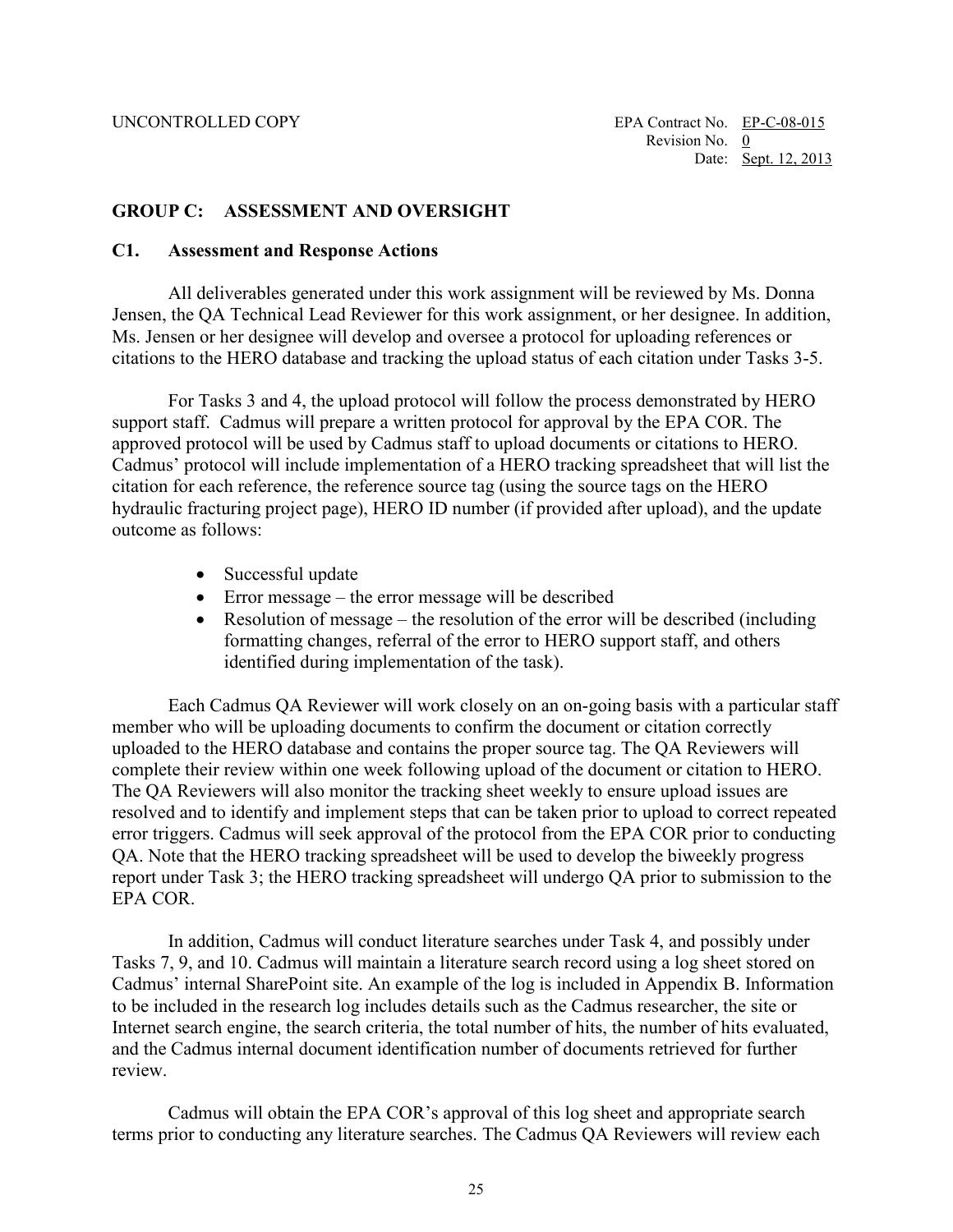## GROUP C: ASSESSMENT AND OVERSIGHT

### C1. Assessment and Response Actions

All deliverables generated under this work assignment will be reviewed by Ms. Donna Jensen, the QA Technical Lead Reviewer for this work assignment, or her designee. In addition, Ms. Jensen or her designee will develop and oversee a protocol for uploading references or citations to the HERO database and tracking the upload status of each citation under Tasks 3-5.

For Tasks 3 and 4, the upload protocol will follow the process demonstrated by HERO support staff. Cadmus will prepare a written protocol for approval by the EPA COR. The approved protocol will be used by Cadmus staff to upload documents or citations to HERO. Cadmus' protocol will include implementation of a HERO tracking spreadsheet that will list the citation for each reference, the reference source tag (using the source tags on the HERO hydraulic fracturing project page), HERO ID number (if provided after upload), and the update outcome as follows:

- Successful update
- Error message – the error message will be described
- Resolution of message – the resolution of the error will be described (including formatting changes, referral of the error to HERO support staff, and others identified during implementation of the task).

Each Cadmus QA Reviewer will work closely on an on-going basis with a particular staff member who will be uploading documents to confirm the document or citation correctly uploaded to the HERO database and contains the proper source tag. The QA Reviewers will complete their review within one week following upload of the document or citation to HERO. The QA Reviewers will also monitor the tracking sheet weekly to ensure upload issues are resolved and to identify and implement steps that can be taken prior to upload to correct repeated error triggers. Cadmus will seek approval of the protocol from the EPA COR prior to conducting QA. Note that the HERO tracking spreadsheet will be used to develop the biweekly progress report under Task 3; the HERO tracking spreadsheet will undergo QA prior to submission to the EPA COR.

In addition, Cadmus will conduct literature searches under Task 4, and possibly under Tasks 7, 9, and 10. Cadmus will maintain a literature search record using a log sheet stored on Cadmus' internal SharePoint site. An example of the log is included in Appendix B. Information to be included in the research log includes details such as the Cadmus researcher, the site or Internet search engine, the search criteria, the total number of hits, the number of hits evaluated, and the Cadmus internal document identification number of documents retrieved for further review.

Cadmus will obtain the EPA COR's approval of this log sheet and appropriate search terms prior to conducting any literature searches. The Cadmus QA Reviewers will review each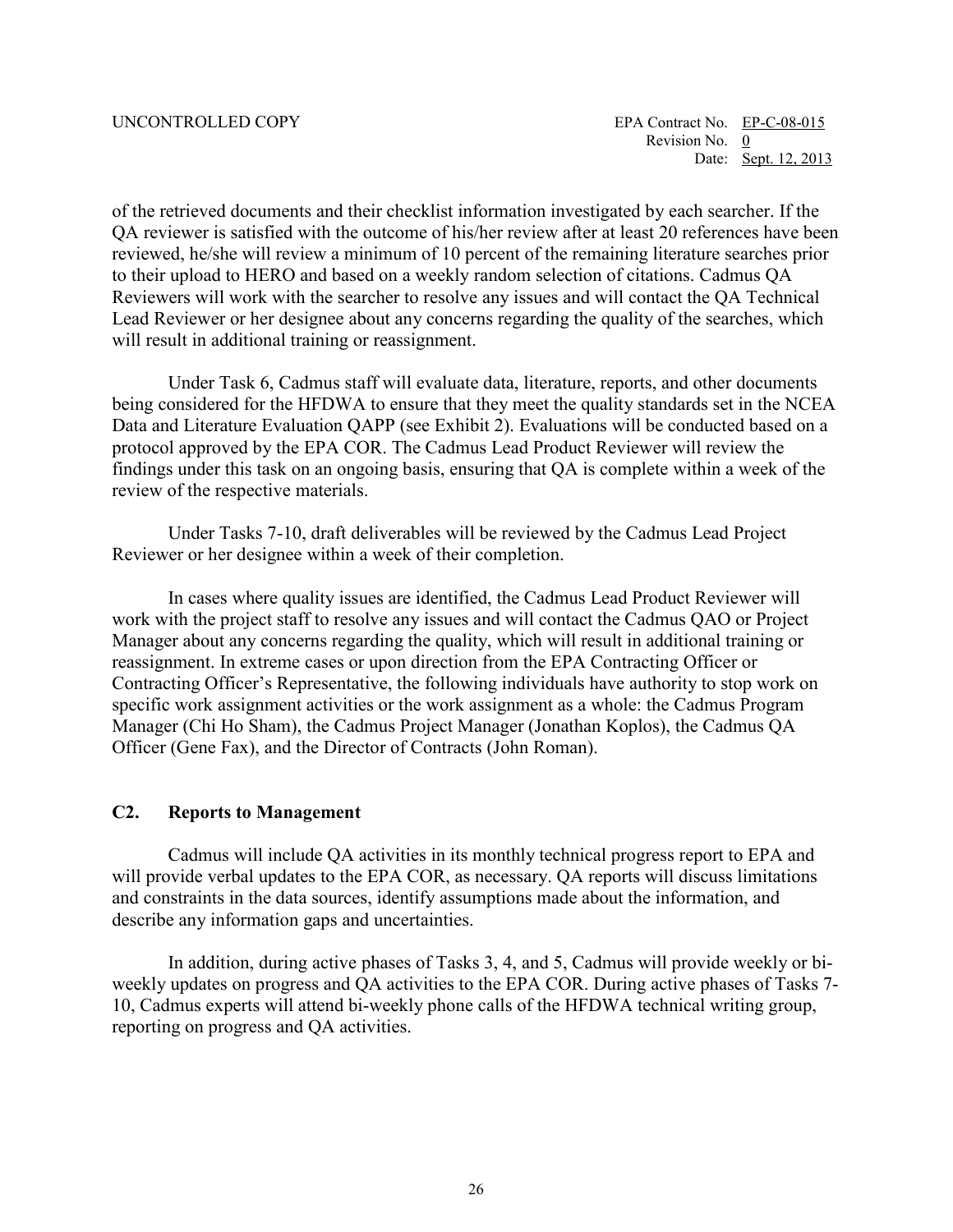of the retrieved documents and their checklist information investigated by each searcher. If the QA reviewer is satisfied with the outcome of his/her review after at least 20 references have been reviewed, he/she will review a minimum of 10 percent of the remaining literature searches prior to their upload to HERO and based on a weekly random selection of citations. Cadmus QA Reviewers will work with the searcher to resolve any issues and will contact the QA Technical Lead Reviewer or her designee about any concerns regarding the quality of the searches, which will result in additional training or reassignment.

Under Task 6, Cadmus staff will evaluate data, literature, reports, and other documents being considered for the HFDWA to ensure that they meet the quality standards set in the NCEA Data and Literature Evaluation QAPP (see Exhibit 2). Evaluations will be conducted based on a protocol approved by the EPA COR. The Cadmus Lead Product Reviewer will review the findings under this task on an ongoing basis, ensuring that QA is complete within a week of the review of the respective materials.

Under Tasks 7-10, draft deliverables will be reviewed by the Cadmus Lead Project Reviewer or her designee within a week of their completion.

In cases where quality issues are identified, the Cadmus Lead Product Reviewer will work with the project staff to resolve any issues and will contact the Cadmus QAO or Project Manager about any concerns regarding the quality, which will result in additional training or reassignment. In extreme cases or upon direction from the EPA Contracting Officer or Contracting Officer's Representative, the following individuals have authority to stop work on specific work assignment activities or the work assignment as a whole: the Cadmus Program Manager (Chi Ho Sham), the Cadmus Project Manager (Jonathan Koplos), the Cadmus QA Officer (Gene Fax), and the Director of Contracts (John Roman).

## C2. Reports to Management

Cadmus will include QA activities in its monthly technical progress report to EPA and will provide verbal updates to the EPA COR, as necessary. QA reports will discuss limitations and constraints in the data sources, identify assumptions made about the information, and describe any information gaps and uncertainties.

In addition, during active phases of Tasks 3, 4, and 5, Cadmus will provide weekly or bi-weekly updates on progress and QA activities to the EPA COR. During active phases of Tasks 7-10, Cadmus experts will attend bi-weekly phone calls of the HFDWA technical writing group, reporting on progress and QA activities.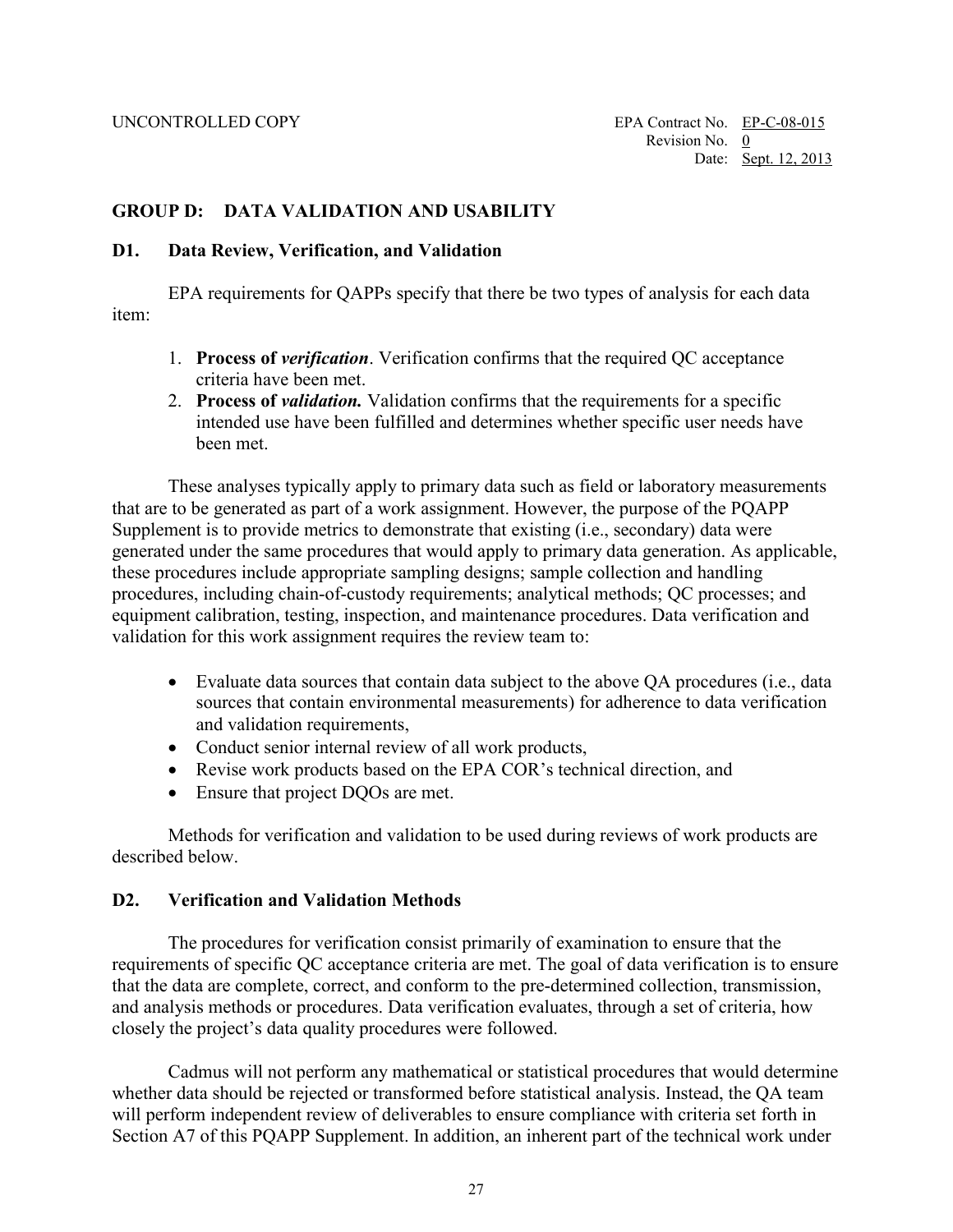## GROUP D: DATA VALIDATION AND USABILITY

### D1. Data Review, Verification, and Validation

EPA requirements for QAPPs specify that there be two types of analysis for each data item:

1. **Process of *verification***. Verification confirms that the required QC acceptance criteria have been met.
2. **Process of *validation.*** Validation confirms that the requirements for a specific intended use have been fulfilled and determines whether specific user needs have been met.

These analyses typically apply to primary data such as field or laboratory measurements that are to be generated as part of a work assignment. However, the purpose of the PQAPP Supplement is to provide metrics to demonstrate that existing (i.e., secondary) data were generated under the same procedures that would apply to primary data generation. As applicable, these procedures include appropriate sampling designs; sample collection and handling procedures, including chain-of-custody requirements; analytical methods; QC processes; and equipment calibration, testing, inspection, and maintenance procedures. Data verification and validation for this work assignment requires the review team to:

- Evaluate data sources that contain data subject to the above QA procedures (i.e., data sources that contain environmental measurements) for adherence to data verification and validation requirements,
- Conduct senior internal review of all work products,
- Revise work products based on the EPA COR's technical direction, and
- Ensure that project DQOs are met.

Methods for verification and validation to be used during reviews of work products are described below.

### D2. Verification and Validation Methods

The procedures for verification consist primarily of examination to ensure that the requirements of specific QC acceptance criteria are met. The goal of data verification is to ensure that the data are complete, correct, and conform to the pre-determined collection, transmission, and analysis methods or procedures. Data verification evaluates, through a set of criteria, how closely the project's data quality procedures were followed.

Cadmus will not perform any mathematical or statistical procedures that would determine whether data should be rejected or transformed before statistical analysis. Instead, the QA team will perform independent review of deliverables to ensure compliance with criteria set forth in Section A7 of this PQAPP Supplement. In addition, an inherent part of the technical work under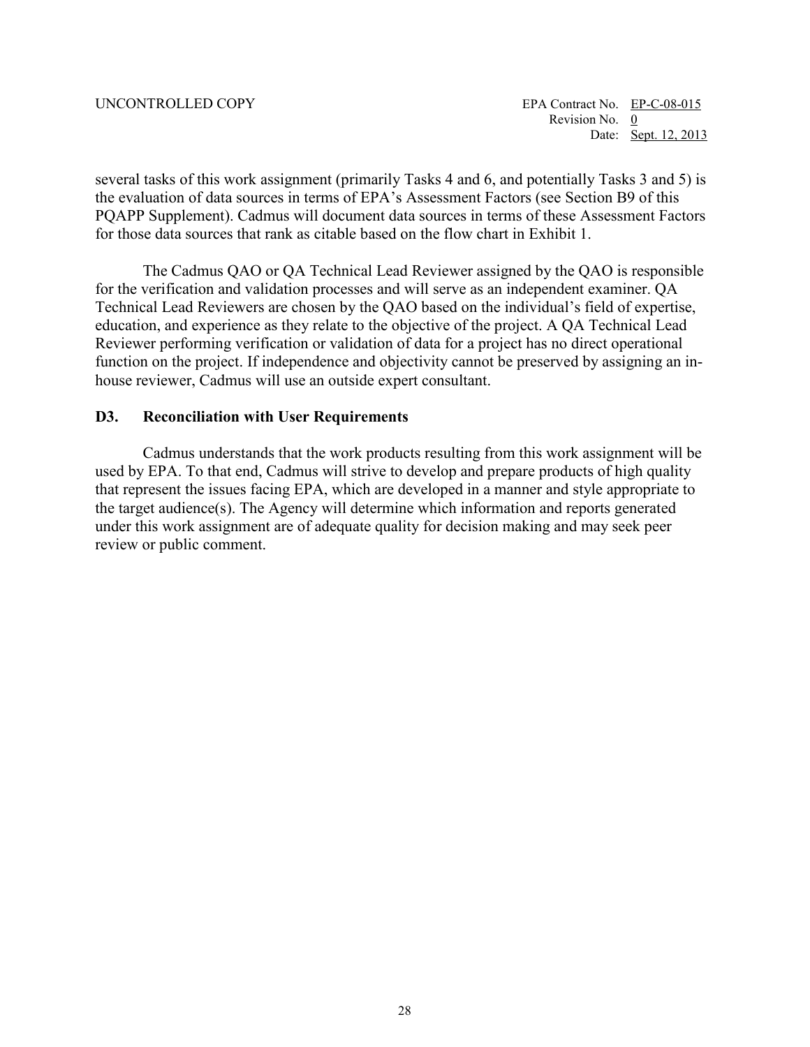several tasks of this work assignment (primarily Tasks 4 and 6, and potentially Tasks 3 and 5) is the evaluation of data sources in terms of EPA's Assessment Factors (see Section B9 of this PQAPP Supplement). Cadmus will document data sources in terms of these Assessment Factors for those data sources that rank as citable based on the flow chart in Exhibit 1.

The Cadmus QAO or QA Technical Lead Reviewer assigned by the QAO is responsible for the verification and validation processes and will serve as an independent examiner. QA Technical Lead Reviewers are chosen by the QAO based on the individual's field of expertise, education, and experience as they relate to the objective of the project. A QA Technical Lead Reviewer performing verification or validation of data for a project has no direct operational function on the project. If independence and objectivity cannot be preserved by assigning an in-house reviewer, Cadmus will use an outside expert consultant.

## D3. Reconciliation with User Requirements

Cadmus understands that the work products resulting from this work assignment will be used by EPA. To that end, Cadmus will strive to develop and prepare products of high quality that represent the issues facing EPA, which are developed in a manner and style appropriate to the target audience(s). The Agency will determine which information and reports generated under this work assignment are of adequate quality for decision making and may seek peer review or public comment.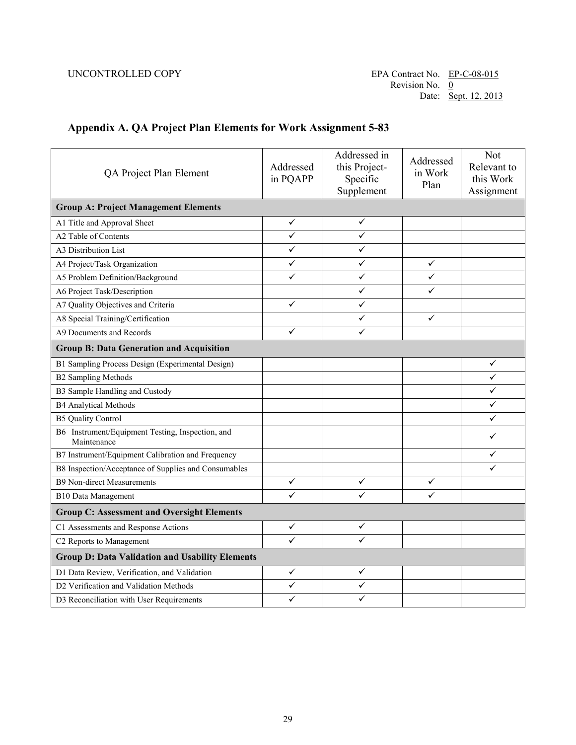## Appendix A. QA Project Plan Elements for Work Assignment 5-83

| QA Project Plan Element | Addressed in PQAPP | Addressed in this Project-Specific Supplement | Addressed in Work Plan | Not Relevant to this Work Assignment |
|---|---|---|---|---|
| **Group A: Project Management Elements** | | | | |
| A1 Title and Approval Sheet | ✓ | ✓ | | |
| A2 Table of Contents | ✓ | ✓ | | |
| A3 Distribution List | ✓ | ✓ | | |
| A4 Project/Task Organization | ✓ | ✓ | ✓ | |
| A5 Problem Definition/Background | ✓ | ✓ | ✓ | |
| A6 Project Task/Description | | ✓ | ✓ | |
| A7 Quality Objectives and Criteria | ✓ | ✓ | | |
| A8 Special Training/Certification | | ✓ | ✓ | |
| A9 Documents and Records | ✓ | ✓ | | |
| **Group B: Data Generation and Acquisition** | | | | |
| B1 Sampling Process Design (Experimental Design) | | | | ✓ |
| B2 Sampling Methods | | | | ✓ |
| B3 Sample Handling and Custody | | | | ✓ |
| B4 Analytical Methods | | | | ✓ |
| B5 Quality Control | | | | ✓ |
| B6 Instrument/Equipment Testing, Inspection, and Maintenance | | | | ✓ |
| B7 Instrument/Equipment Calibration and Frequency | | | | ✓ |
| B8 Inspection/Acceptance of Supplies and Consumables | | | | ✓ |
| B9 Non-direct Measurements | ✓ | ✓ | ✓ | |
| B10 Data Management | ✓ | ✓ | ✓ | |
| **Group C: Assessment and Oversight Elements** | | | | |
| C1 Assessments and Response Actions | ✓ | ✓ | | |
| C2 Reports to Management | ✓ | ✓ | | |
| **Group D: Data Validation and Usability Elements** | | | | |
| D1 Data Review, Verification, and Validation | ✓ | ✓ | | |
| D2 Verification and Validation Methods | ✓ | ✓ | | |
| D3 Reconciliation with User Requirements | ✓ | ✓ | | |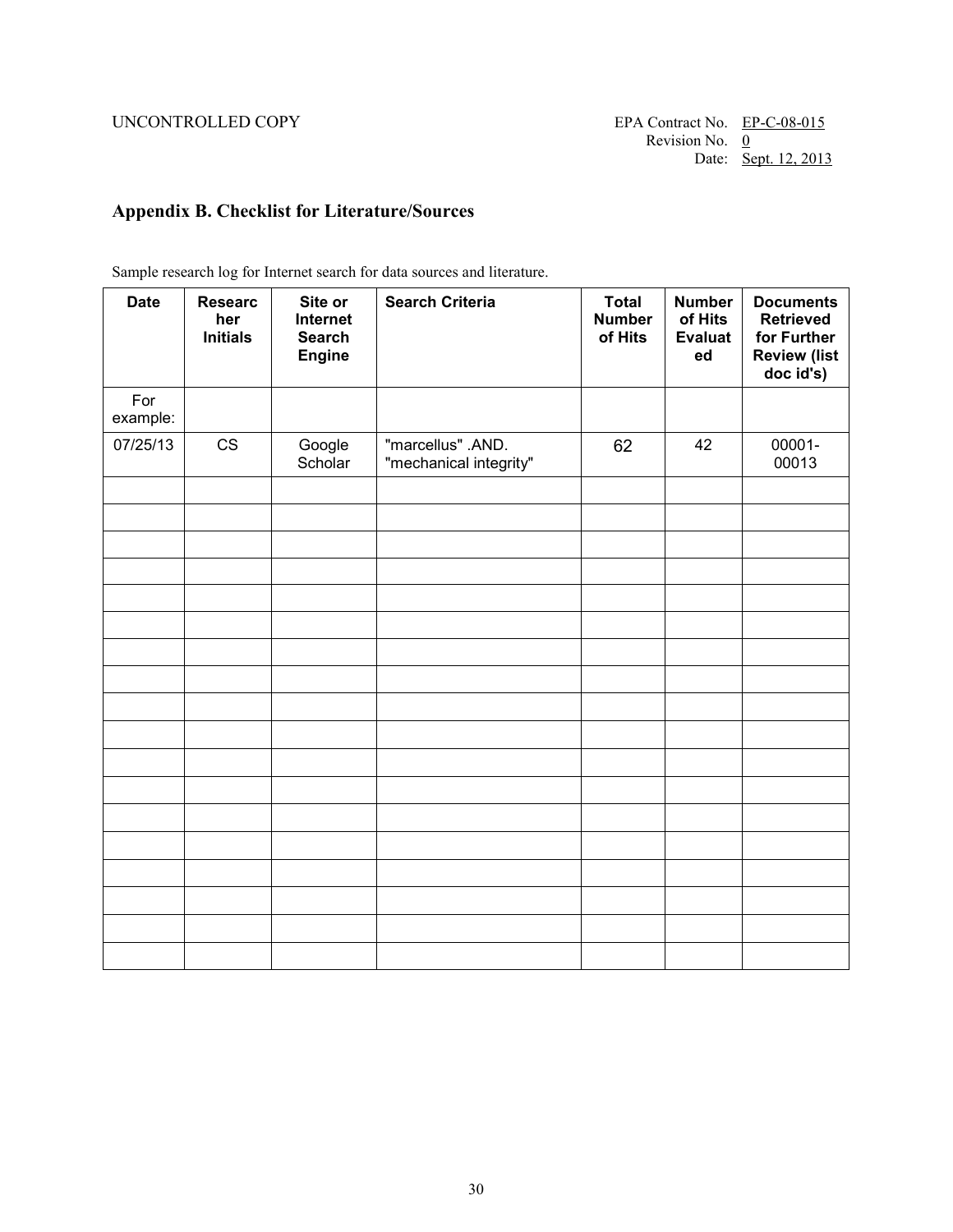## Appendix B. Checklist for Literature/Sources

Sample research log for Internet search for data sources and literature.

| Date | Researcher Initials | Site or Internet Search Engine | Search Criteria | Total Number of Hits | Number of Hits Evaluated | Documents Retrieved for Further Review (list doc id's) |
|---|---|---|---|---|---|---|
| For example: | | | | | | |
| 07/25/13 | CS | Google Scholar | "marcellus" .AND. "mechanical integrity" | 62 | 42 | 00001-00013 |
| | | | | | | |
| | | | | | | |
| | | | | | | |
| | | | | | | |
| | | | | | | |
| | | | | | | |
| | | | | | | |
| | | | | | | |
| | | | | | | |
| | | | | | | |
| | | | | | | |
| | | | | | | |
| | | | | | | |
| | | | | | | |
| | | | | | | |
| | | | | | | |
| | | | | | | |
| | | | | | | |